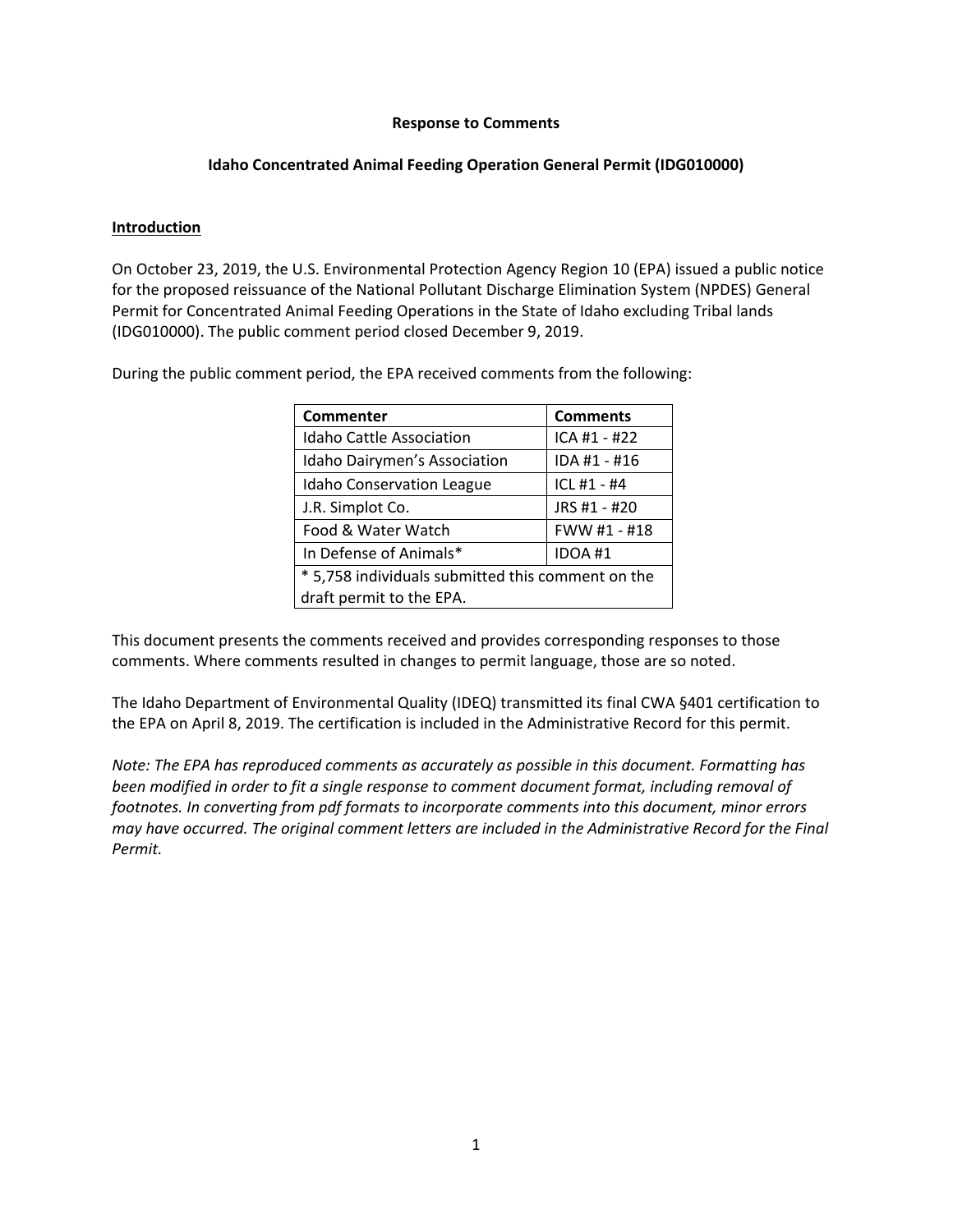**Response to Comments**

**Idaho Concentrated Animal Feeding Operation General Permit (IDG010000)**

**Introduction**

On October 23, 2019, the U.S. Environmental Protection Agency Region 10 (EPA) issued a public notice for the proposed reissuance of the National Pollutant Discharge Elimination System (NPDES) General Permit for Concentrated Animal Feeding Operations in the State of Idaho excluding Tribal lands (IDG010000). The public comment period closed December 9, 2019.

During the public comment period, the EPA received comments from the following:

| Commenter | Comments |
|---|---|
| Idaho Cattle Association | ICA #1 - #22 |
| Idaho Dairymen's Association | IDA #1 - #16 |
| Idaho Conservation League | ICL #1 - #4 |
| J.R. Simplot Co. | JRS #1 - #20 |
| Food & Water Watch | FWW #1 - #18 |
| In Defense of Animals* | IDOA #1 |
| * 5,758 individuals submitted this comment on the draft permit to the EPA. | |

This document presents the comments received and provides corresponding responses to those comments. Where comments resulted in changes to permit language, those are so noted.

The Idaho Department of Environmental Quality (IDEQ) transmitted its final CWA §401 certification to the EPA on April 8, 2019. The certification is included in the Administrative Record for this permit.

*Note: The EPA has reproduced comments as accurately as possible in this document. Formatting has been modified in order to fit a single response to comment document format, including removal of footnotes. In converting from pdf formats to incorporate comments into this document, minor errors may have occurred. The original comment letters are included in the Administrative Record for the Final Permit.*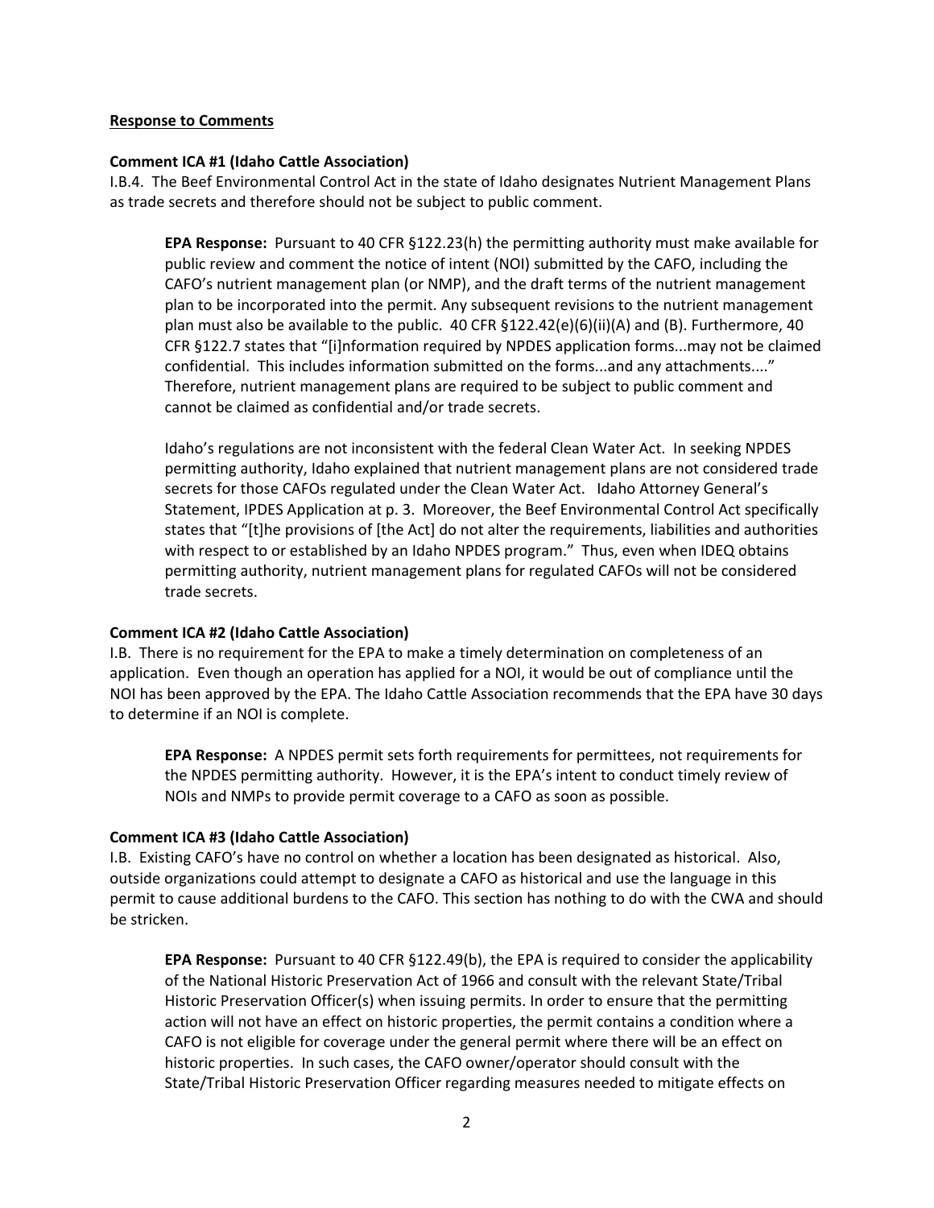**Response to Comments**

**Comment ICA #1 (Idaho Cattle Association)**

I.B.4. The Beef Environmental Control Act in the state of Idaho designates Nutrient Management Plans as trade secrets and therefore should not be subject to public comment.

> **EPA Response:** Pursuant to 40 CFR §122.23(h) the permitting authority must make available for public review and comment the notice of intent (NOI) submitted by the CAFO, including the CAFO's nutrient management plan (or NMP), and the draft terms of the nutrient management plan to be incorporated into the permit. Any subsequent revisions to the nutrient management plan must also be available to the public. 40 CFR §122.42(e)(6)(ii)(A) and (B). Furthermore, 40 CFR §122.7 states that "[i]nformation required by NPDES application forms...may not be claimed confidential. This includes information submitted on the forms...and any attachments...." Therefore, nutrient management plans are required to be subject to public comment and cannot be claimed as confidential and/or trade secrets.
>
> Idaho's regulations are not inconsistent with the federal Clean Water Act. In seeking NPDES permitting authority, Idaho explained that nutrient management plans are not considered trade secrets for those CAFOs regulated under the Clean Water Act. Idaho Attorney General's Statement, IPDES Application at p. 3. Moreover, the Beef Environmental Control Act specifically states that "[t]he provisions of [the Act] do not alter the requirements, liabilities and authorities with respect to or established by an Idaho NPDES program." Thus, even when IDEQ obtains permitting authority, nutrient management plans for regulated CAFOs will not be considered trade secrets.

**Comment ICA #2 (Idaho Cattle Association)**

I.B. There is no requirement for the EPA to make a timely determination on completeness of an application. Even though an operation has applied for a NOI, it would be out of compliance until the NOI has been approved by the EPA. The Idaho Cattle Association recommends that the EPA have 30 days to determine if an NOI is complete.

> **EPA Response:** A NPDES permit sets forth requirements for permittees, not requirements for the NPDES permitting authority. However, it is the EPA's intent to conduct timely review of NOIs and NMPs to provide permit coverage to a CAFO as soon as possible.

**Comment ICA #3 (Idaho Cattle Association)**

I.B. Existing CAFO's have no control on whether a location has been designated as historical. Also, outside organizations could attempt to designate a CAFO as historical and use the language in this permit to cause additional burdens to the CAFO. This section has nothing to do with the CWA and should be stricken.

> **EPA Response:** Pursuant to 40 CFR §122.49(b), the EPA is required to consider the applicability of the National Historic Preservation Act of 1966 and consult with the relevant State/Tribal Historic Preservation Officer(s) when issuing permits. In order to ensure that the permitting action will not have an effect on historic properties, the permit contains a condition where a CAFO is not eligible for coverage under the general permit where there will be an effect on historic properties. In such cases, the CAFO owner/operator should consult with the State/Tribal Historic Preservation Officer regarding measures needed to mitigate effects on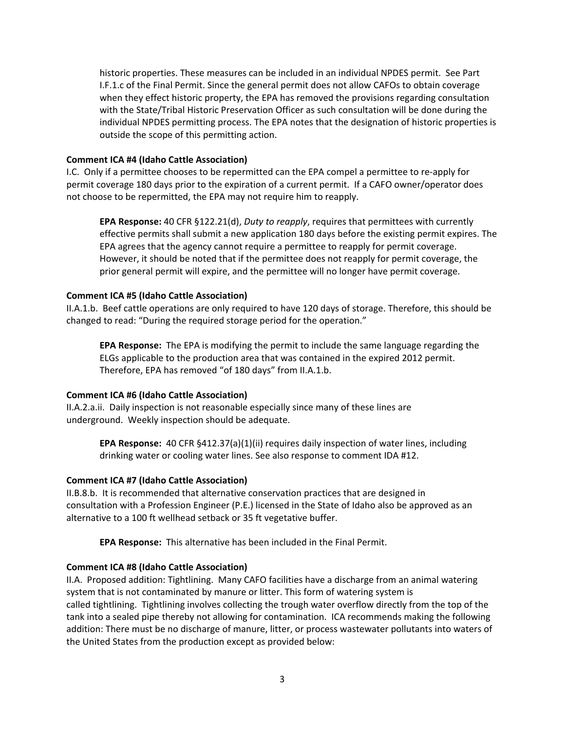historic properties. These measures can be included in an individual NPDES permit. See Part I.F.1.c of the Final Permit. Since the general permit does not allow CAFOs to obtain coverage when they effect historic property, the EPA has removed the provisions regarding consultation with the State/Tribal Historic Preservation Officer as such consultation will be done during the individual NPDES permitting process. The EPA notes that the designation of historic properties is outside the scope of this permitting action.

**Comment ICA #4 (Idaho Cattle Association)**

I.C. Only if a permittee chooses to be repermitted can the EPA compel a permittee to re-apply for permit coverage 180 days prior to the expiration of a current permit. If a CAFO owner/operator does not choose to be repermitted, the EPA may not require him to reapply.

> **EPA Response:** 40 CFR §122.21(d), *Duty to reapply*, requires that permittees with currently effective permits shall submit a new application 180 days before the existing permit expires. The EPA agrees that the agency cannot require a permittee to reapply for permit coverage. However, it should be noted that if the permittee does not reapply for permit coverage, the prior general permit will expire, and the permittee will no longer have permit coverage.

**Comment ICA #5 (Idaho Cattle Association)**

II.A.1.b. Beef cattle operations are only required to have 120 days of storage. Therefore, this should be changed to read: "During the required storage period for the operation."

> **EPA Response:** The EPA is modifying the permit to include the same language regarding the ELGs applicable to the production area that was contained in the expired 2012 permit. Therefore, EPA has removed "of 180 days" from II.A.1.b.

**Comment ICA #6 (Idaho Cattle Association)**

II.A.2.a.ii. Daily inspection is not reasonable especially since many of these lines are underground. Weekly inspection should be adequate.

> **EPA Response:** 40 CFR §412.37(a)(1)(ii) requires daily inspection of water lines, including drinking water or cooling water lines. See also response to comment IDA #12.

**Comment ICA #7 (Idaho Cattle Association)**

II.B.8.b. It is recommended that alternative conservation practices that are designed in consultation with a Profession Engineer (P.E.) licensed in the State of Idaho also be approved as an alternative to a 100 ft wellhead setback or 35 ft vegetative buffer.

> **EPA Response:** This alternative has been included in the Final Permit.

**Comment ICA #8 (Idaho Cattle Association)**

II.A. Proposed addition: Tightlining. Many CAFO facilities have a discharge from an animal watering system that is not contaminated by manure or litter. This form of watering system is called tightlining. Tightlining involves collecting the trough water overflow directly from the top of the tank into a sealed pipe thereby not allowing for contamination. ICA recommends making the following addition: There must be no discharge of manure, litter, or process wastewater pollutants into waters of the United States from the production except as provided below: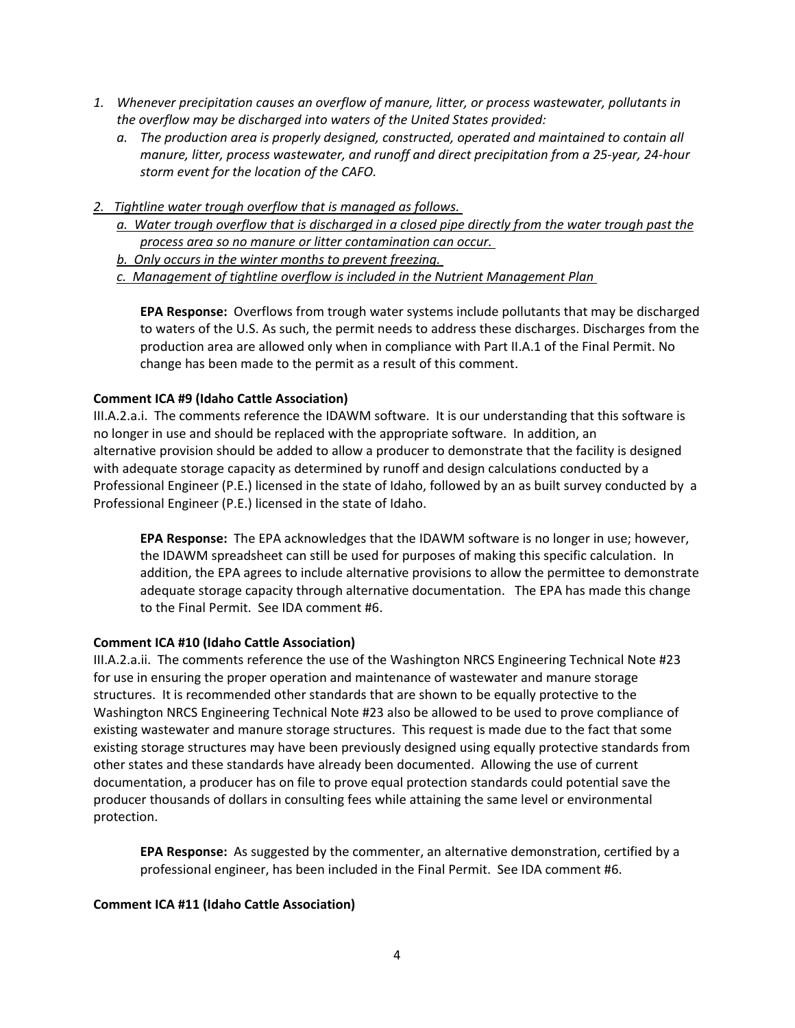1. *Whenever precipitation causes an overflow of manure, litter, or process wastewater, pollutants in the overflow may be discharged into waters of the United States provided:*
   a. *The production area is properly designed, constructed, operated and maintained to contain all manure, litter, process wastewater, and runoff and direct precipitation from a 25-year, 24-hour storm event for the location of the CAFO.*

2. <u>*Tightline water trough overflow that is managed as follows.*</u>
   a. <u>*Water trough overflow that is discharged in a closed pipe directly from the water trough past the process area so no manure or litter contamination can occur.*</u>
   b. <u>*Only occurs in the winter months to prevent freezing.*</u>
   c. <u>*Management of tightline overflow is included in the Nutrient Management Plan*</u>

> **EPA Response:** Overflows from trough water systems include pollutants that may be discharged to waters of the U.S. As such, the permit needs to address these discharges. Discharges from the production area are allowed only when in compliance with Part II.A.1 of the Final Permit. No change has been made to the permit as a result of this comment.

**Comment ICA #9 (Idaho Cattle Association)**

III.A.2.a.i. The comments reference the IDAWM software. It is our understanding that this software is no longer in use and should be replaced with the appropriate software. In addition, an alternative provision should be added to allow a producer to demonstrate that the facility is designed with adequate storage capacity as determined by runoff and design calculations conducted by a Professional Engineer (P.E.) licensed in the state of Idaho, followed by an as built survey conducted by a Professional Engineer (P.E.) licensed in the state of Idaho.

> **EPA Response:** The EPA acknowledges that the IDAWM software is no longer in use; however, the IDAWM spreadsheet can still be used for purposes of making this specific calculation. In addition, the EPA agrees to include alternative provisions to allow the permittee to demonstrate adequate storage capacity through alternative documentation. The EPA has made this change to the Final Permit. See IDA comment #6.

**Comment ICA #10 (Idaho Cattle Association)**

III.A.2.a.ii. The comments reference the use of the Washington NRCS Engineering Technical Note #23 for use in ensuring the proper operation and maintenance of wastewater and manure storage structures. It is recommended other standards that are shown to be equally protective to the Washington NRCS Engineering Technical Note #23 also be allowed to be used to prove compliance of existing wastewater and manure storage structures. This request is made due to the fact that some existing storage structures may have been previously designed using equally protective standards from other states and these standards have already been documented. Allowing the use of current documentation, a producer has on file to prove equal protection standards could potential save the producer thousands of dollars in consulting fees while attaining the same level or environmental protection.

> **EPA Response:** As suggested by the commenter, an alternative demonstration, certified by a professional engineer, has been included in the Final Permit. See IDA comment #6.

**Comment ICA #11 (Idaho Cattle Association)**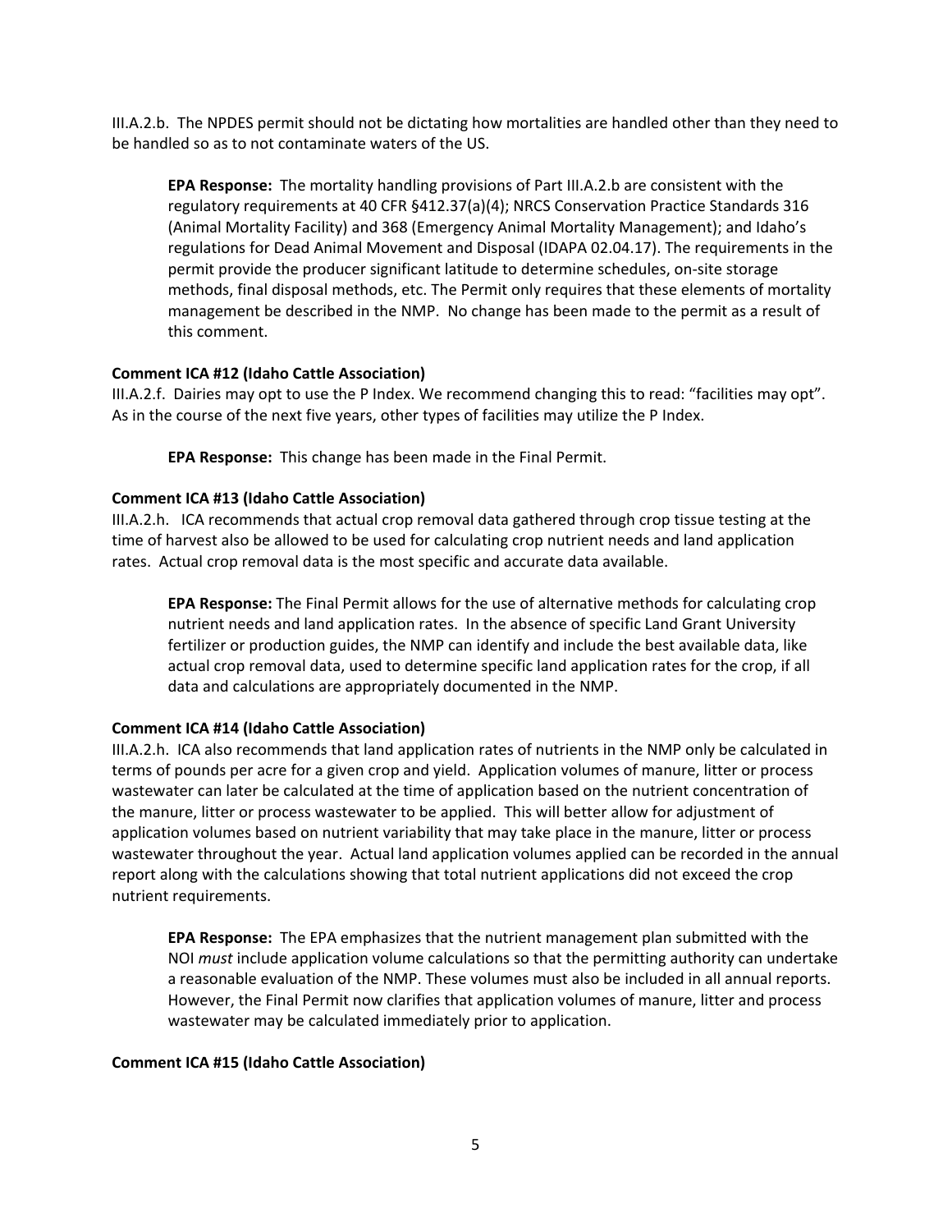III.A.2.b. The NPDES permit should not be dictating how mortalities are handled other than they need to be handled so as to not contaminate waters of the US.

> **EPA Response:** The mortality handling provisions of Part III.A.2.b are consistent with the regulatory requirements at 40 CFR §412.37(a)(4); NRCS Conservation Practice Standards 316 (Animal Mortality Facility) and 368 (Emergency Animal Mortality Management); and Idaho's regulations for Dead Animal Movement and Disposal (IDAPA 02.04.17). The requirements in the permit provide the producer significant latitude to determine schedules, on-site storage methods, final disposal methods, etc. The Permit only requires that these elements of mortality management be described in the NMP. No change has been made to the permit as a result of this comment.

**Comment ICA #12 (Idaho Cattle Association)**

III.A.2.f. Dairies may opt to use the P Index. We recommend changing this to read: "facilities may opt". As in the course of the next five years, other types of facilities may utilize the P Index.

> **EPA Response:** This change has been made in the Final Permit.

**Comment ICA #13 (Idaho Cattle Association)**

III.A.2.h. ICA recommends that actual crop removal data gathered through crop tissue testing at the time of harvest also be allowed to be used for calculating crop nutrient needs and land application rates. Actual crop removal data is the most specific and accurate data available.

> **EPA Response:** The Final Permit allows for the use of alternative methods for calculating crop nutrient needs and land application rates. In the absence of specific Land Grant University fertilizer or production guides, the NMP can identify and include the best available data, like actual crop removal data, used to determine specific land application rates for the crop, if all data and calculations are appropriately documented in the NMP.

**Comment ICA #14 (Idaho Cattle Association)**

III.A.2.h. ICA also recommends that land application rates of nutrients in the NMP only be calculated in terms of pounds per acre for a given crop and yield. Application volumes of manure, litter or process wastewater can later be calculated at the time of application based on the nutrient concentration of the manure, litter or process wastewater to be applied. This will better allow for adjustment of application volumes based on nutrient variability that may take place in the manure, litter or process wastewater throughout the year. Actual land application volumes applied can be recorded in the annual report along with the calculations showing that total nutrient applications did not exceed the crop nutrient requirements.

> **EPA Response:** The EPA emphasizes that the nutrient management plan submitted with the NOI *must* include application volume calculations so that the permitting authority can undertake a reasonable evaluation of the NMP. These volumes must also be included in all annual reports. However, the Final Permit now clarifies that application volumes of manure, litter and process wastewater may be calculated immediately prior to application.

**Comment ICA #15 (Idaho Cattle Association)**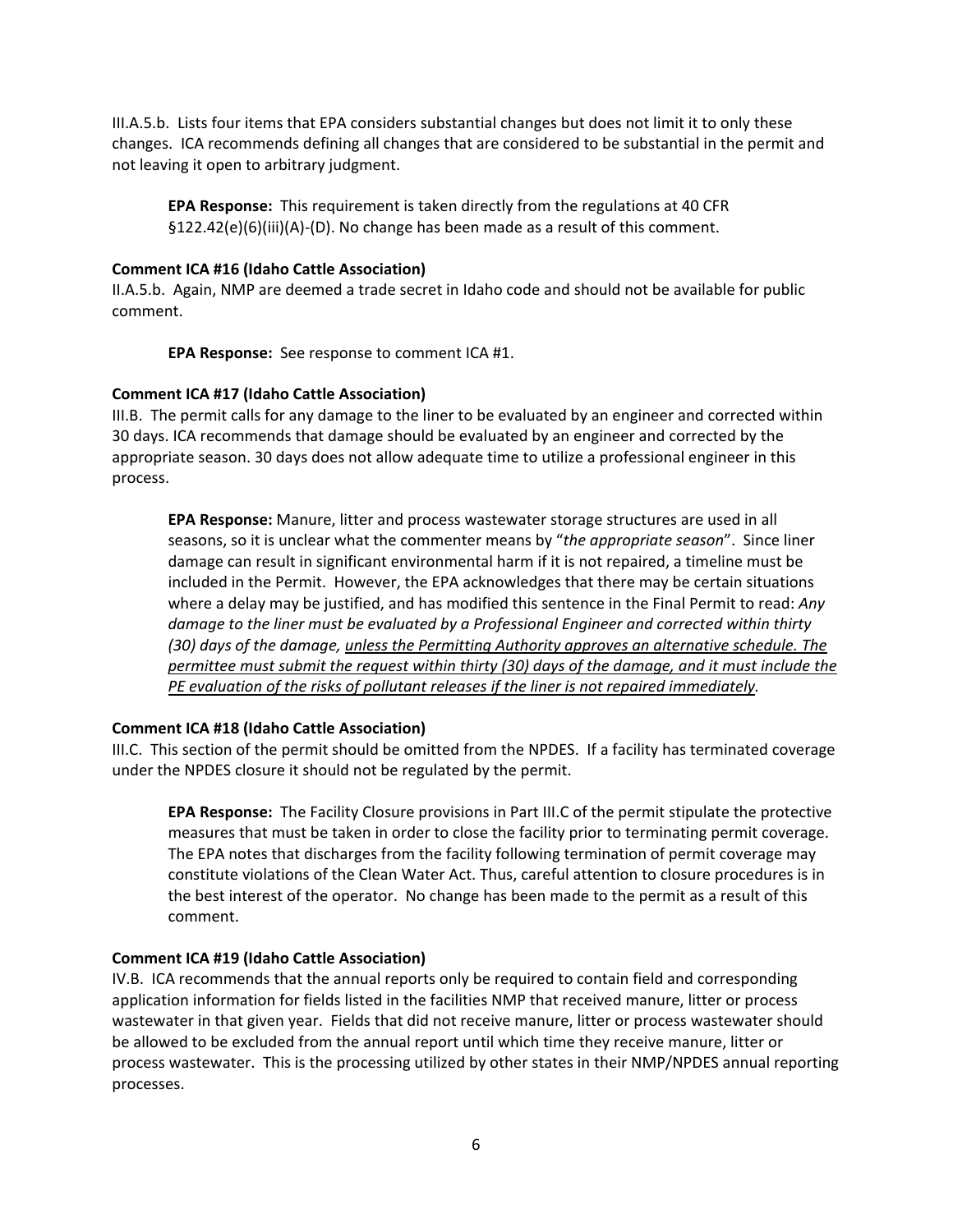III.A.5.b. Lists four items that EPA considers substantial changes but does not limit it to only these changes. ICA recommends defining all changes that are considered to be substantial in the permit and not leaving it open to arbitrary judgment.

> **EPA Response:** This requirement is taken directly from the regulations at 40 CFR §122.42(e)(6)(iii)(A)-(D). No change has been made as a result of this comment.

**Comment ICA #16 (Idaho Cattle Association)**

II.A.5.b. Again, NMP are deemed a trade secret in Idaho code and should not be available for public comment.

> **EPA Response:** See response to comment ICA #1.

**Comment ICA #17 (Idaho Cattle Association)**

III.B. The permit calls for any damage to the liner to be evaluated by an engineer and corrected within 30 days. ICA recommends that damage should be evaluated by an engineer and corrected by the appropriate season. 30 days does not allow adequate time to utilize a professional engineer in this process.

> **EPA Response:** Manure, litter and process wastewater storage structures are used in all seasons, so it is unclear what the commenter means by "*the appropriate season*". Since liner damage can result in significant environmental harm if it is not repaired, a timeline must be included in the Permit. However, the EPA acknowledges that there may be certain situations where a delay may be justified, and has modified this sentence in the Final Permit to read: *Any damage to the liner must be evaluated by a Professional Engineer and corrected within thirty (30) days of the damage, <u>unless the Permitting Authority approves an alternative schedule. The permittee must submit the request within thirty (30) days of the damage, and it must include the PE evaluation of the risks of pollutant releases if the liner is not repaired immediately</u>.*

**Comment ICA #18 (Idaho Cattle Association)**

III.C. This section of the permit should be omitted from the NPDES. If a facility has terminated coverage under the NPDES closure it should not be regulated by the permit.

> **EPA Response:** The Facility Closure provisions in Part III.C of the permit stipulate the protective measures that must be taken in order to close the facility prior to terminating permit coverage. The EPA notes that discharges from the facility following termination of permit coverage may constitute violations of the Clean Water Act. Thus, careful attention to closure procedures is in the best interest of the operator. No change has been made to the permit as a result of this comment.

**Comment ICA #19 (Idaho Cattle Association)**

IV.B. ICA recommends that the annual reports only be required to contain field and corresponding application information for fields listed in the facilities NMP that received manure, litter or process wastewater in that given year. Fields that did not receive manure, litter or process wastewater should be allowed to be excluded from the annual report until which time they receive manure, litter or process wastewater. This is the processing utilized by other states in their NMP/NPDES annual reporting processes.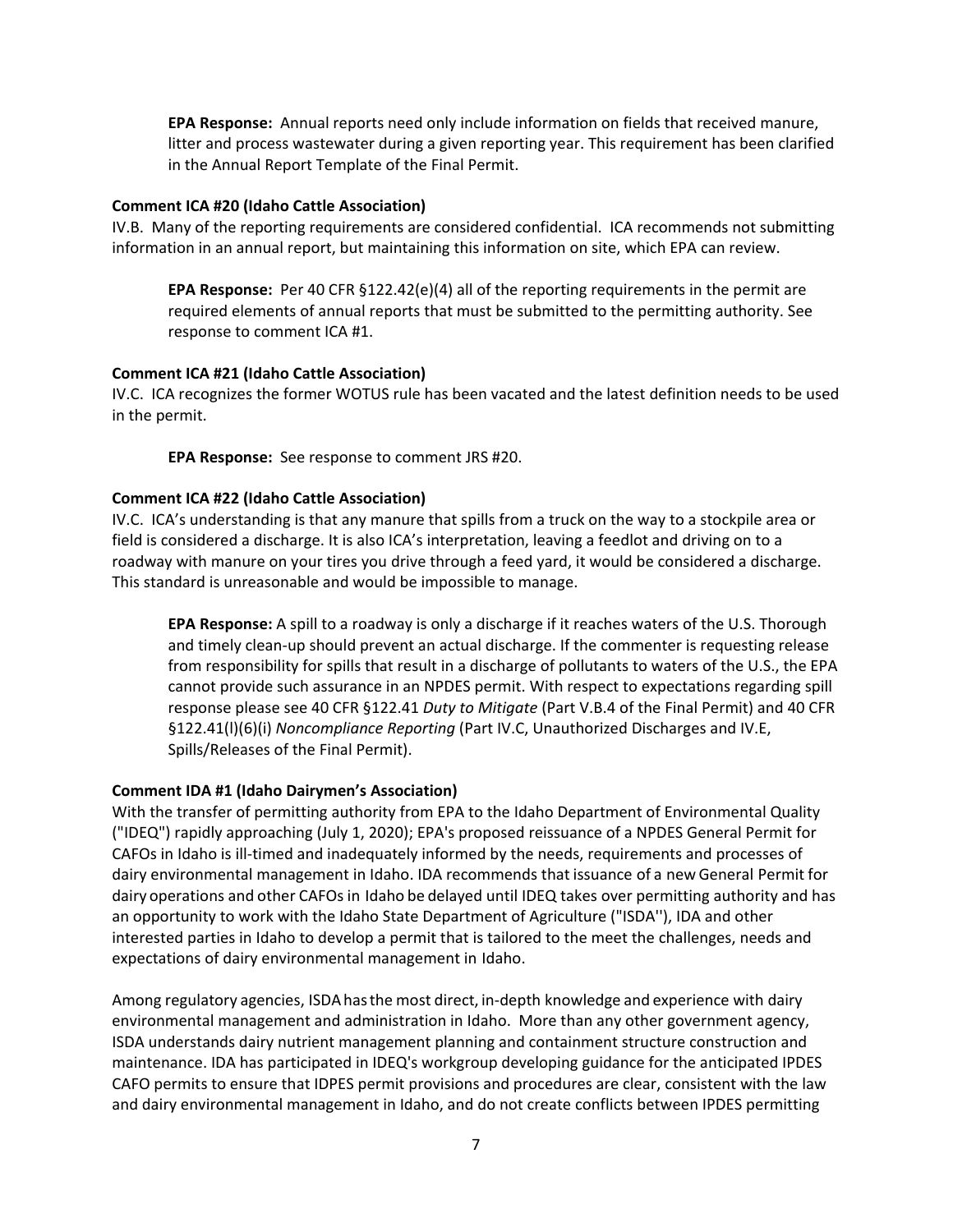**EPA Response:** Annual reports need only include information on fields that received manure, litter and process wastewater during a given reporting year. This requirement has been clarified in the Annual Report Template of the Final Permit.

**Comment ICA #20 (Idaho Cattle Association)**

IV.B. Many of the reporting requirements are considered confidential. ICA recommends not submitting information in an annual report, but maintaining this information on site, which EPA can review.

**EPA Response:** Per 40 CFR §122.42(e)(4) all of the reporting requirements in the permit are required elements of annual reports that must be submitted to the permitting authority. See response to comment ICA #1.

**Comment ICA #21 (Idaho Cattle Association)**

IV.C. ICA recognizes the former WOTUS rule has been vacated and the latest definition needs to be used in the permit.

**EPA Response:** See response to comment JRS #20.

**Comment ICA #22 (Idaho Cattle Association)**

IV.C. ICA's understanding is that any manure that spills from a truck on the way to a stockpile area or field is considered a discharge. It is also ICA's interpretation, leaving a feedlot and driving on to a roadway with manure on your tires you drive through a feed yard, it would be considered a discharge. This standard is unreasonable and would be impossible to manage.

**EPA Response:** A spill to a roadway is only a discharge if it reaches waters of the U.S. Thorough and timely clean-up should prevent an actual discharge. If the commenter is requesting release from responsibility for spills that result in a discharge of pollutants to waters of the U.S., the EPA cannot provide such assurance in an NPDES permit. With respect to expectations regarding spill response please see 40 CFR §122.41 *Duty to Mitigate* (Part V.B.4 of the Final Permit) and 40 CFR §122.41(l)(6)(i) *Noncompliance Reporting* (Part IV.C, Unauthorized Discharges and IV.E, Spills/Releases of the Final Permit).

**Comment IDA #1 (Idaho Dairymen's Association)**

With the transfer of permitting authority from EPA to the Idaho Department of Environmental Quality ("IDEQ") rapidly approaching (July 1, 2020); EPA's proposed reissuance of a NPDES General Permit for CAFOs in Idaho is ill-timed and inadequately informed by the needs, requirements and processes of dairy environmental management in Idaho. IDA recommends that issuance of a new General Permit for dairy operations and other CAFOs in Idaho be delayed until IDEQ takes over permitting authority and has an opportunity to work with the Idaho State Department of Agriculture ("ISDA''), IDA and other interested parties in Idaho to develop a permit that is tailored to the meet the challenges, needs and expectations of dairy environmental management in Idaho.

Among regulatory agencies, ISDA has the most direct, in-depth knowledge and experience with dairy environmental management and administration in Idaho. More than any other government agency, ISDA understands dairy nutrient management planning and containment structure construction and maintenance. IDA has participated in IDEQ's workgroup developing guidance for the anticipated IPDES CAFO permits to ensure that IDPES permit provisions and procedures are clear, consistent with the law and dairy environmental management in Idaho, and do not create conflicts between IPDES permitting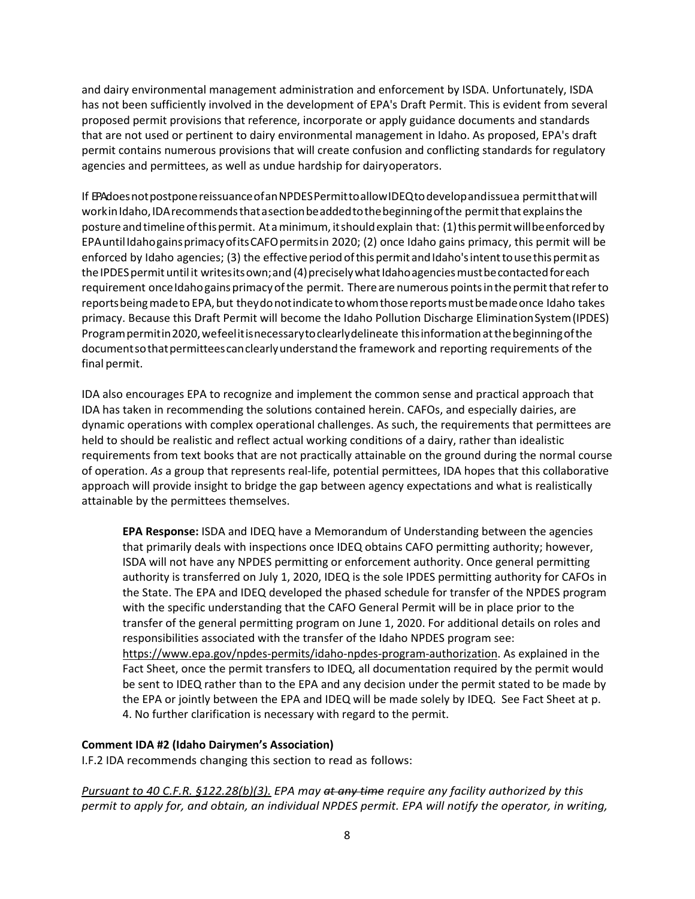and dairy environmental management administration and enforcement by ISDA. Unfortunately, ISDA has not been sufficiently involved in the development of EPA's Draft Permit. This is evident from several proposed permit provisions that reference, incorporate or apply guidance documents and standards that are not used or pertinent to dairy environmental management in Idaho. As proposed, EPA's draft permit contains numerous provisions that will create confusion and conflicting standards for regulatory agencies and permittees, as well as undue hardship for dairy operators.

If EPA does not postpone reissuance of an NPDES Permit to allow IDEQ to develop and issue a permit that will work in Idaho, IDA recommends that a section be added to the beginning of the permit that explains the posture and timeline of this permit. At a minimum, it should explain that: (1) this permit will be enforced by EPA until Idaho gains primacy of its CAFO permits in 2020; (2) once Idaho gains primacy, this permit will be enforced by Idaho agencies; (3) the effective period of this permit and Idaho's intent to use this permit as the IPDES permit until it writes its own; and (4) precisely what Idaho agencies must be contacted for each requirement once Idaho gains primacy of the permit. There are numerous points in the permit that refer to reports being made to EPA, but they do not indicate to whom those reports must be made once Idaho takes primacy. Because this Draft Permit will become the Idaho Pollution Discharge Elimination System (IPDES) Program permit in 2020, we feel it is necessary to clearly delineate this information at the beginning of the document so that permittees can clearly understand the framework and reporting requirements of the final permit.

IDA also encourages EPA to recognize and implement the common sense and practical approach that IDA has taken in recommending the solutions contained herein. CAFOs, and especially dairies, are dynamic operations with complex operational challenges. As such, the requirements that permittees are held to should be realistic and reflect actual working conditions of a dairy, rather than idealistic requirements from text books that are not practically attainable on the ground during the normal course of operation. *As* a group that represents real-life, potential permittees, IDA hopes that this collaborative approach will provide insight to bridge the gap between agency expectations and what is realistically attainable by the permittees themselves.

> **EPA Response:** ISDA and IDEQ have a Memorandum of Understanding between the agencies that primarily deals with inspections once IDEQ obtains CAFO permitting authority; however, ISDA will not have any NPDES permitting or enforcement authority. Once general permitting authority is transferred on July 1, 2020, IDEQ is the sole IPDES permitting authority for CAFOs in the State. The EPA and IDEQ developed the phased schedule for transfer of the NPDES program with the specific understanding that the CAFO General Permit will be in place prior to the transfer of the general permitting program on June 1, 2020. For additional details on roles and responsibilities associated with the transfer of the Idaho NPDES program see: https://www.epa.gov/npdes-permits/idaho-npdes-program-authorization. As explained in the Fact Sheet, once the permit transfers to IDEQ, all documentation required by the permit would be sent to IDEQ rather than to the EPA and any decision under the permit stated to be made by the EPA or jointly between the EPA and IDEQ will be made solely by IDEQ. See Fact Sheet at p. 4. No further clarification is necessary with regard to the permit.

**Comment IDA #2 (Idaho Dairymen's Association)**

I.F.2 IDA recommends changing this section to read as follows:

*<u>Pursuant to 40 C.F.R. §122.28(b)(3).</u> EPA may ~~at any time~~ require any facility authorized by this permit to apply for, and obtain, an individual NPDES permit. EPA will notify the operator, in writing,*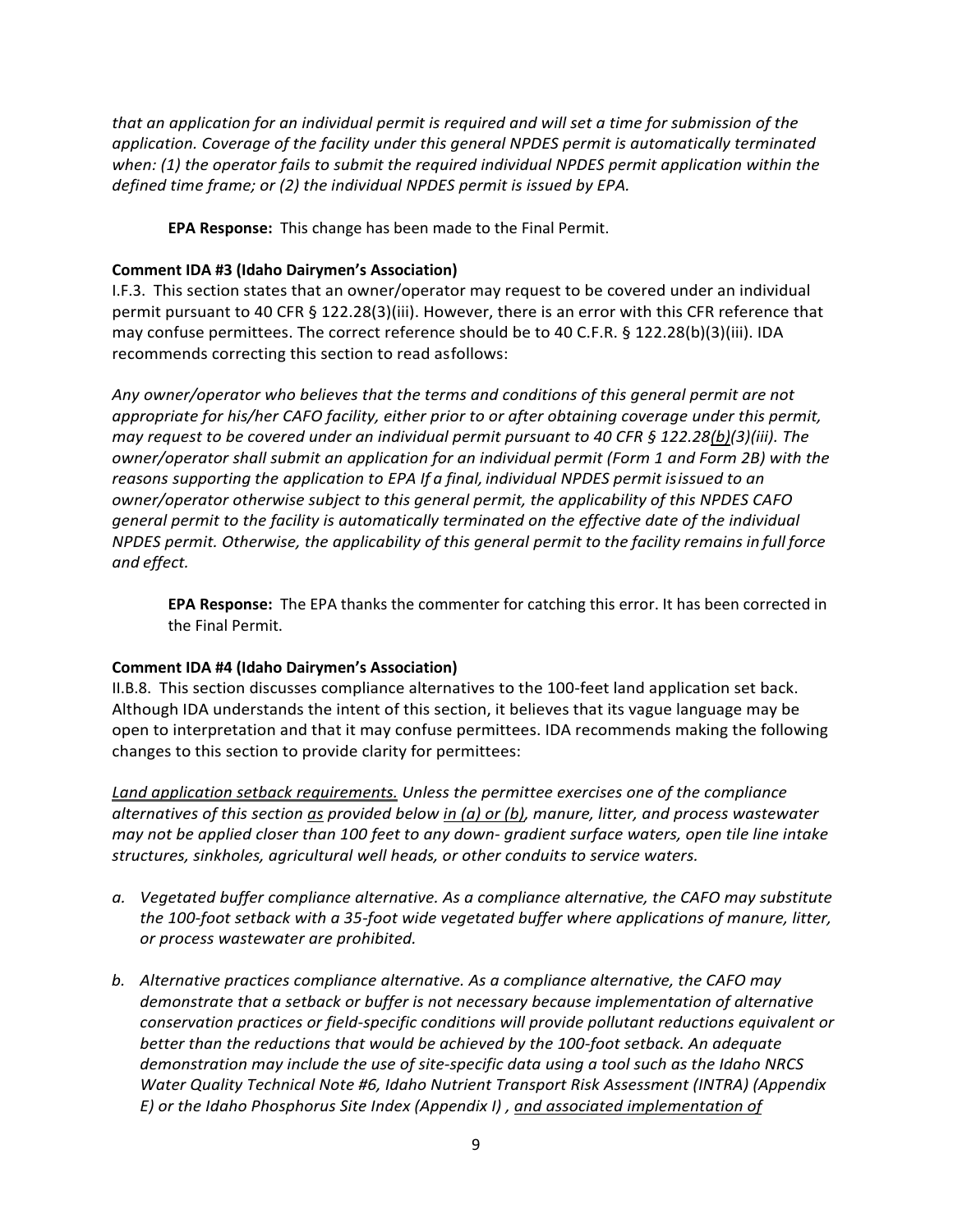*that an application for an individual permit is required and will set a time for submission of the application. Coverage of the facility under this general NPDES permit is automatically terminated when: (1) the operator fails to submit the required individual NPDES permit application within the defined time frame; or (2) the individual NPDES permit is issued by EPA.*

> **EPA Response:** This change has been made to the Final Permit.

**Comment IDA #3 (Idaho Dairymen's Association)**
I.F.3. This section states that an owner/operator may request to be covered under an individual permit pursuant to 40 CFR § 122.28(3)(iii). However, there is an error with this CFR reference that may confuse permittees. The correct reference should be to 40 C.F.R. § 122.28(b)(3)(iii). IDA recommends correcting this section to read asfollows:

*Any owner/operator who believes that the terms and conditions of this general permit are not appropriate for his/her CAFO facility, either prior to or after obtaining coverage under this permit, may request to be covered under an individual permit pursuant to 40 CFR § 122.28<u>(b)</u>(3)(iii). The owner/operator shall submit an application for an individual permit (Form 1 and Form 2B) with the reasons supporting the application to EPA If a final, individual NPDES permit isissued to an owner/operator otherwise subject to this general permit, the applicability of this NPDES CAFO general permit to the facility is automatically terminated on the effective date of the individual NPDES permit. Otherwise, the applicability of this general permit to the facility remains in full force and effect.*

> **EPA Response:** The EPA thanks the commenter for catching this error. It has been corrected in the Final Permit.

**Comment IDA #4 (Idaho Dairymen's Association)**
II.B.8. This section discusses compliance alternatives to the 100-feet land application set back. Although IDA understands the intent of this section, it believes that its vague language may be open to interpretation and that it may confuse permittees. IDA recommends making the following changes to this section to provide clarity for permittees:

*<u>Land application setback requirements.</u> Unless the permittee exercises one of the compliance alternatives of this section <u>as</u> provided below <u>in (a) or (b)</u>, manure, litter, and process wastewater may not be applied closer than 100 feet to any down- gradient surface waters, open tile line intake structures, sinkholes, agricultural well heads, or other conduits to service waters.*

*a. Vegetated buffer compliance alternative. As a compliance alternative, the CAFO may substitute the 100-foot setback with a 35-foot wide vegetated buffer where applications of manure, litter, or process wastewater are prohibited.*

*b. Alternative practices compliance alternative. As a compliance alternative, the CAFO may demonstrate that a setback or buffer is not necessary because implementation of alternative conservation practices or field-specific conditions will provide pollutant reductions equivalent or better than the reductions that would be achieved by the 100-foot setback. An adequate demonstration may include the use of site-specific data using a tool such as the Idaho NRCS Water Quality Technical Note #6, Idaho Nutrient Transport Risk Assessment (INTRA) (Appendix E) or the Idaho Phosphorus Site Index (Appendix I) , <u>and associated implementation of</u>*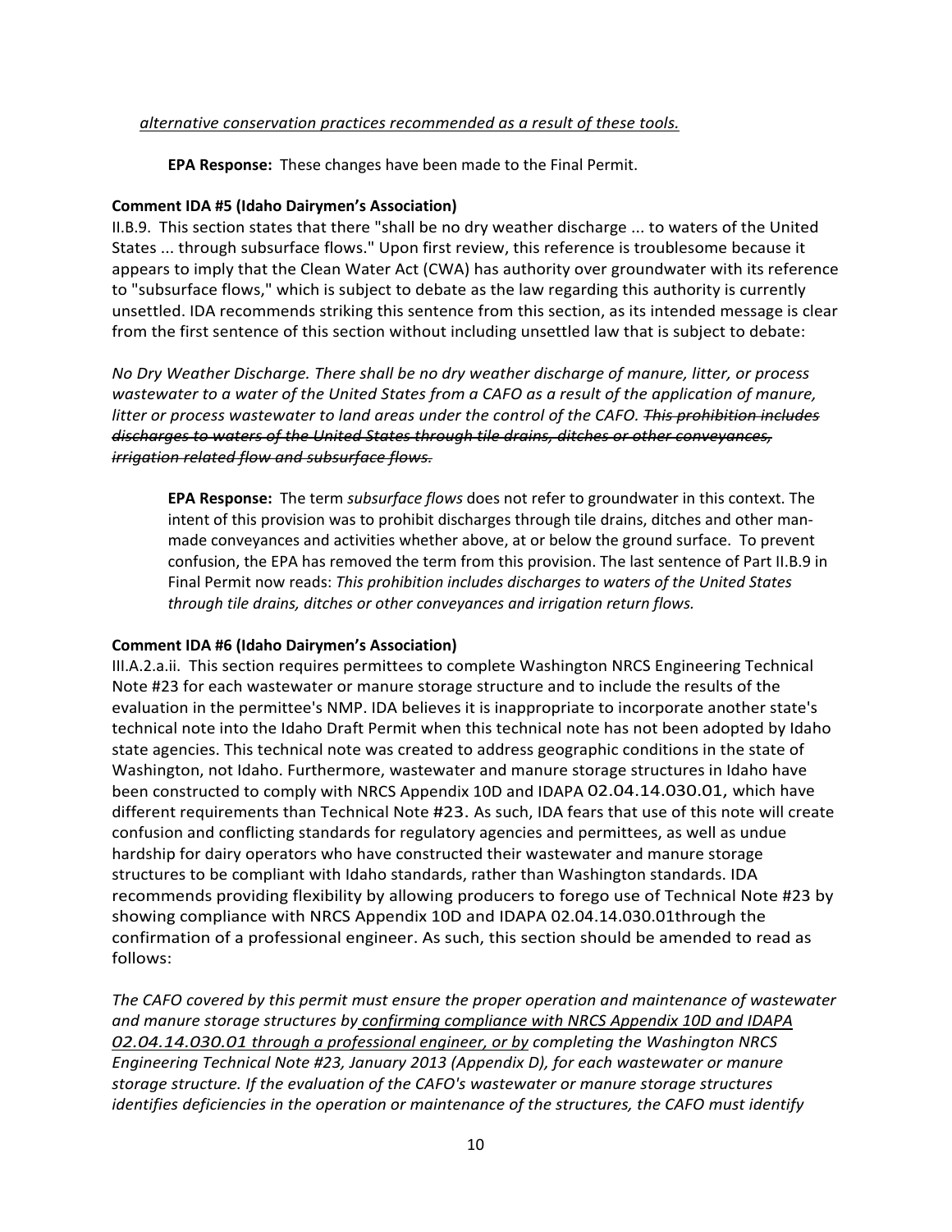*<u>alternative conservation practices recommended as a result of these tools.</u>*

**EPA Response:** These changes have been made to the Final Permit.

**Comment IDA #5 (Idaho Dairymen's Association)**

II.B.9. This section states that there "shall be no dry weather discharge ... to waters of the United States ... through subsurface flows." Upon first review, this reference is troublesome because it appears to imply that the Clean Water Act (CWA) has authority over groundwater with its reference to "subsurface flows," which is subject to debate as the law regarding this authority is currently unsettled. IDA recommends striking this sentence from this section, as its intended message is clear from the first sentence of this section without including unsettled law that is subject to debate:

*No Dry Weather Discharge. There shall be no dry weather discharge of manure, litter, or process wastewater to a water of the United States from a CAFO as a result of the application of manure, litter or process wastewater to land areas under the control of the CAFO. ~~This prohibition includes discharges to waters of the United States through tile drains, ditches or other conveyances, irrigation related flow and subsurface flows.~~*

**EPA Response:** The term *subsurface flows* does not refer to groundwater in this context. The intent of this provision was to prohibit discharges through tile drains, ditches and other man-made conveyances and activities whether above, at or below the ground surface. To prevent confusion, the EPA has removed the term from this provision. The last sentence of Part II.B.9 in Final Permit now reads: *This prohibition includes discharges to waters of the United States through tile drains, ditches or other conveyances and irrigation return flows.*

**Comment IDA #6 (Idaho Dairymen's Association)**

III.A.2.a.ii. This section requires permittees to complete Washington NRCS Engineering Technical Note #23 for each wastewater or manure storage structure and to include the results of the evaluation in the permittee's NMP. IDA believes it is inappropriate to incorporate another state's technical note into the Idaho Draft Permit when this technical note has not been adopted by Idaho state agencies. This technical note was created to address geographic conditions in the state of Washington, not Idaho. Furthermore, wastewater and manure storage structures in Idaho have been constructed to comply with NRCS Appendix 10D and IDAPA 02.04.14.030.01, which have different requirements than Technical Note #23. As such, IDA fears that use of this note will create confusion and conflicting standards for regulatory agencies and permittees, as well as undue hardship for dairy operators who have constructed their wastewater and manure storage structures to be compliant with Idaho standards, rather than Washington standards. IDA recommends providing flexibility by allowing producers to forego use of Technical Note #23 by showing compliance with NRCS Appendix 10D and IDAPA 02.04.14.030.01through the confirmation of a professional engineer. As such, this section should be amended to read as follows:

*The CAFO covered by this permit must ensure the proper operation and maintenance of wastewater and manure storage structures by <u>confirming compliance with NRCS Appendix 10D and IDAPA 02.04.14.030.01 through a professional engineer, or by</u> completing the Washington NRCS Engineering Technical Note #23, January 2013 (Appendix D), for each wastewater or manure storage structure. If the evaluation of the CAFO's wastewater or manure storage structures identifies deficiencies in the operation or maintenance of the structures, the CAFO must identify*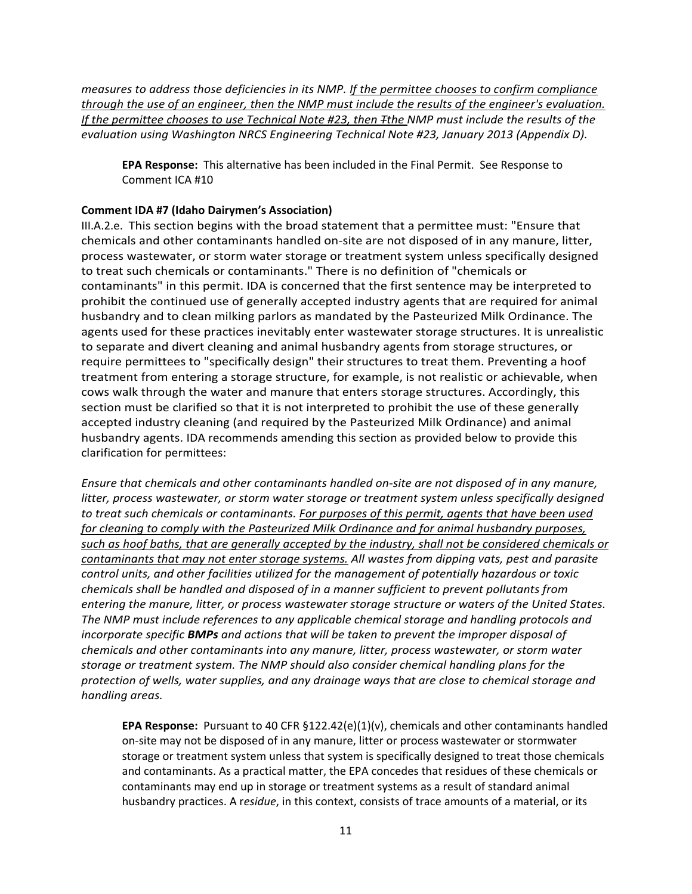*measures to address those deficiencies in its NMP. <u>If the permittee chooses to confirm compliance through the use of an engineer, then the NMP must include the results of the engineer's evaluation. If the permittee chooses to use Technical Note #23, then</u> ~~T~~<u>the</u> NMP must include the results of the evaluation using Washington NRCS Engineering Technical Note #23, January 2013 (Appendix D).*

> **EPA Response:** This alternative has been included in the Final Permit. See Response to Comment ICA #10

**Comment IDA #7 (Idaho Dairymen's Association)**

III.A.2.e. This section begins with the broad statement that a permittee must: "Ensure that chemicals and other contaminants handled on-site are not disposed of in any manure, litter, process wastewater, or storm water storage or treatment system unless specifically designed to treat such chemicals or contaminants." There is no definition of "chemicals or contaminants" in this permit. IDA is concerned that the first sentence may be interpreted to prohibit the continued use of generally accepted industry agents that are required for animal husbandry and to clean milking parlors as mandated by the Pasteurized Milk Ordinance. The agents used for these practices inevitably enter wastewater storage structures. It is unrealistic to separate and divert cleaning and animal husbandry agents from storage structures, or require permittees to "specifically design" their structures to treat them. Preventing a hoof treatment from entering a storage structure, for example, is not realistic or achievable, when cows walk through the water and manure that enters storage structures. Accordingly, this section must be clarified so that it is not interpreted to prohibit the use of these generally accepted industry cleaning (and required by the Pasteurized Milk Ordinance) and animal husbandry agents. IDA recommends amending this section as provided below to provide this clarification for permittees:

*Ensure that chemicals and other contaminants handled on-site are not disposed of in any manure, litter, process wastewater, or storm water storage or treatment system unless specifically designed to treat such chemicals or contaminants. <u>For purposes of this permit, agents that have been used for cleaning to comply with the Pasteurized Milk Ordinance and for animal husbandry purposes, such as hoof baths, that are generally accepted by the industry, shall not be considered chemicals or contaminants that may not enter storage systems.</u> All wastes from dipping vats, pest and parasite control units, and other facilities utilized for the management of potentially hazardous or toxic chemicals shall be handled and disposed of in a manner sufficient to prevent pollutants from entering the manure, litter, or process wastewater storage structure or waters of the United States. The NMP must include references to any applicable chemical storage and handling protocols and incorporate specific **BMPs** and actions that will be taken to prevent the improper disposal of chemicals and other contaminants into any manure, litter, process wastewater, or storm water storage or treatment system. The NMP should also consider chemical handling plans for the protection of wells, water supplies, and any drainage ways that are close to chemical storage and handling areas.*

> **EPA Response:** Pursuant to 40 CFR §122.42(e)(1)(v), chemicals and other contaminants handled on-site may not be disposed of in any manure, litter or process wastewater or stormwater storage or treatment system unless that system is specifically designed to treat those chemicals and contaminants. As a practical matter, the EPA concedes that residues of these chemicals or contaminants may end up in storage or treatment systems as a result of standard animal husbandry practices. A r*esidue*, in this context, consists of trace amounts of a material, or its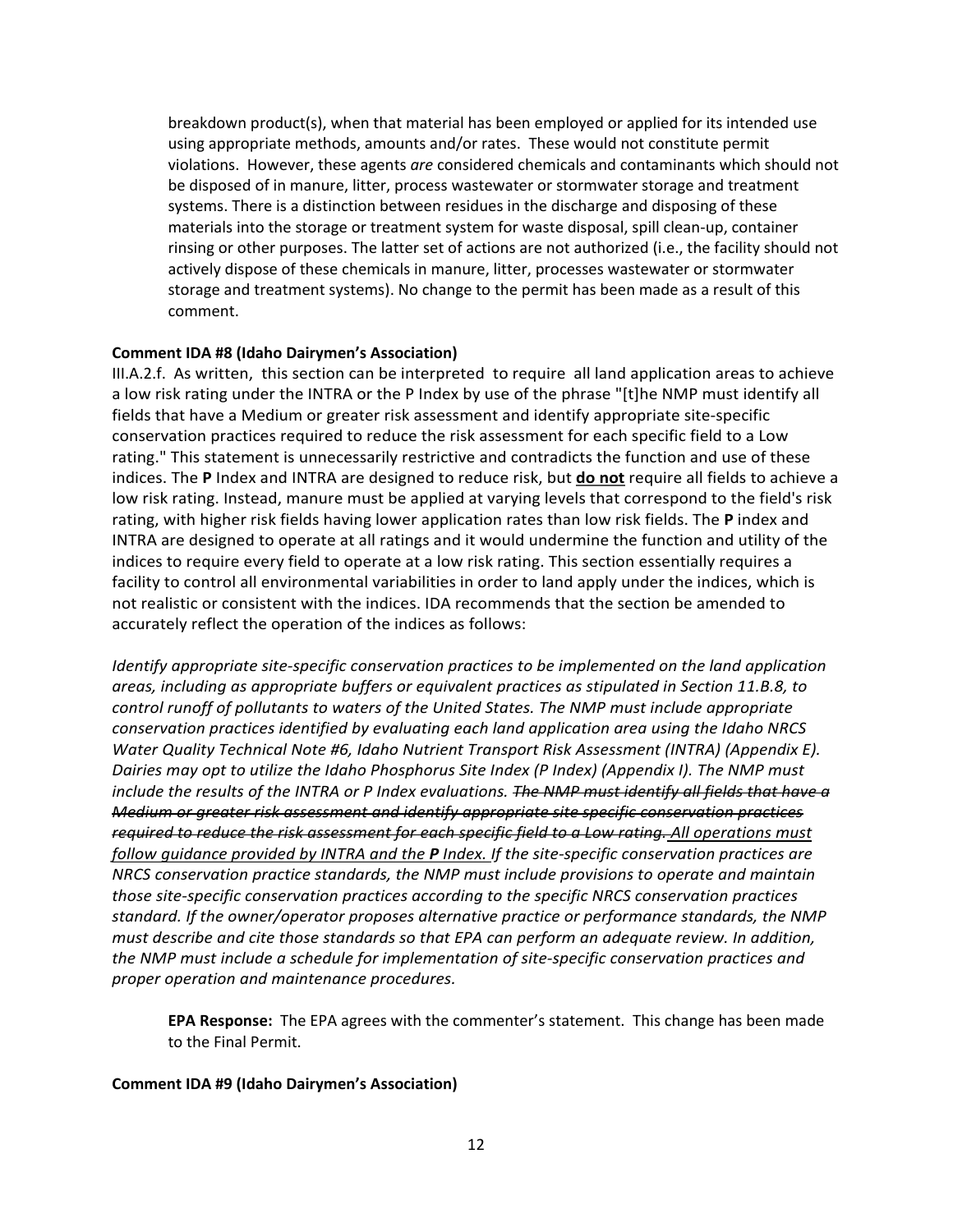breakdown product(s), when that material has been employed or applied for its intended use using appropriate methods, amounts and/or rates. These would not constitute permit violations. However, these agents *are* considered chemicals and contaminants which should not be disposed of in manure, litter, process wastewater or stormwater storage and treatment systems. There is a distinction between residues in the discharge and disposing of these materials into the storage or treatment system for waste disposal, spill clean-up, container rinsing or other purposes. The latter set of actions are not authorized (i.e., the facility should not actively dispose of these chemicals in manure, litter, processes wastewater or stormwater storage and treatment systems). No change to the permit has been made as a result of this comment.

**Comment IDA #8 (Idaho Dairymen's Association)**

III.A.2.f. As written, this section can be interpreted to require all land application areas to achieve a low risk rating under the INTRA or the P Index by use of the phrase "[t]he NMP must identify all fields that have a Medium or greater risk assessment and identify appropriate site-specific conservation practices required to reduce the risk assessment for each specific field to a Low rating." This statement is unnecessarily restrictive and contradicts the function and use of these indices. The **P** Index and INTRA are designed to reduce risk, but **do not** require all fields to achieve a low risk rating. Instead, manure must be applied at varying levels that correspond to the field's risk rating, with higher risk fields having lower application rates than low risk fields. The **P** index and INTRA are designed to operate at all ratings and it would undermine the function and utility of the indices to require every field to operate at a low risk rating. This section essentially requires a facility to control all environmental variabilities in order to land apply under the indices, which is not realistic or consistent with the indices. IDA recommends that the section be amended to accurately reflect the operation of the indices as follows:

*Identify appropriate site-specific conservation practices to be implemented on the land application areas, including as appropriate buffers or equivalent practices as stipulated in Section 11.B.8, to control runoff of pollutants to waters of the United States. The NMP must include appropriate conservation practices identified by evaluating each land application area using the Idaho NRCS Water Quality Technical Note #6, Idaho Nutrient Transport Risk Assessment (INTRA) (Appendix E). Dairies may opt to utilize the Idaho Phosphorus Site Index (P Index) (Appendix I). The NMP must include the results of the INTRA or P Index evaluations. ~~The NMP must identify all fields that have a Medium or greater risk assessment and identify appropriate site specific conservation practices required to reduce the risk assessment for each specific field to a Low rating.~~ All operations must follow guidance provided by INTRA and the **P** Index. If the site-specific conservation practices are NRCS conservation practice standards, the NMP must include provisions to operate and maintain those site-specific conservation practices according to the specific NRCS conservation practices standard. If the owner/operator proposes alternative practice or performance standards, the NMP must describe and cite those standards so that EPA can perform an adequate review. In addition, the NMP must include a schedule for implementation of site-specific conservation practices and proper operation and maintenance procedures.*

**EPA Response:** The EPA agrees with the commenter's statement. This change has been made to the Final Permit.

**Comment IDA #9 (Idaho Dairymen's Association)**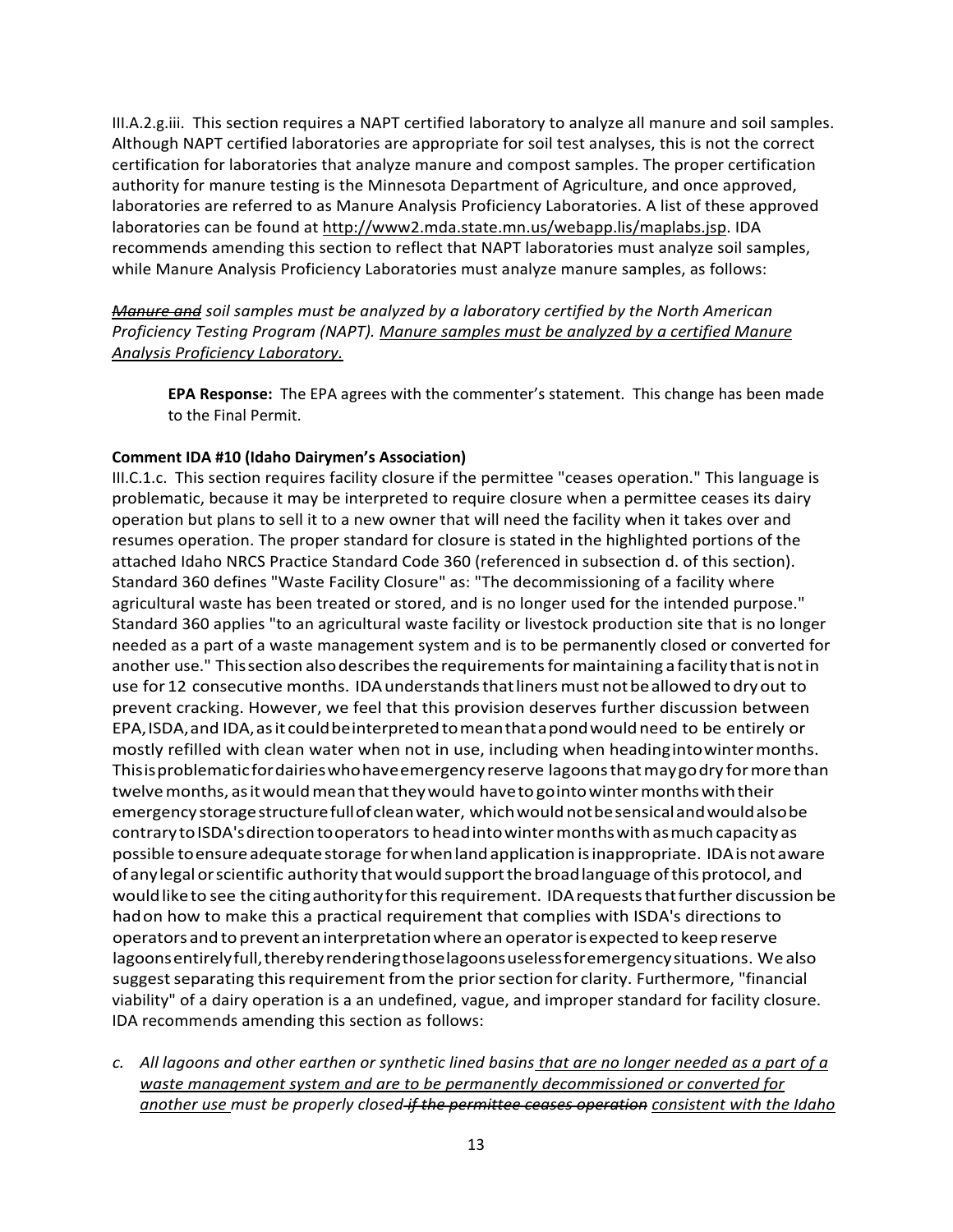III.A.2.g.iii. This section requires a NAPT certified laboratory to analyze all manure and soil samples. Although NAPT certified laboratories are appropriate for soil test analyses, this is not the correct certification for laboratories that analyze manure and compost samples. The proper certification authority for manure testing is the Minnesota Department of Agriculture, and once approved, laboratories are referred to as Manure Analysis Proficiency Laboratories. A list of these approved laboratories can be found at http://www2.mda.state.mn.us/webapp.lis/maplabs.jsp. IDA recommends amending this section to reflect that NAPT laboratories must analyze soil samples, while Manure Analysis Proficiency Laboratories must analyze manure samples, as follows:

*~~Manure and~~ soil samples must be analyzed by a laboratory certified by the North American Proficiency Testing Program (NAPT). <u>Manure samples must be analyzed by a certified Manure Analysis Proficiency Laboratory.</u>*

> **EPA Response:** The EPA agrees with the commenter's statement. This change has been made to the Final Permit.

**Comment IDA #10 (Idaho Dairymen's Association)**

III.C.1.c. This section requires facility closure if the permittee "ceases operation." This language is problematic, because it may be interpreted to require closure when a permittee ceases its dairy operation but plans to sell it to a new owner that will need the facility when it takes over and resumes operation. The proper standard for closure is stated in the highlighted portions of the attached Idaho NRCS Practice Standard Code 360 (referenced in subsection d. of this section). Standard 360 defines "Waste Facility Closure" as: "The decommissioning of a facility where agricultural waste has been treated or stored, and is no longer used for the intended purpose." Standard 360 applies "to an agricultural waste facility or livestock production site that is no longer needed as a part of a waste management system and is to be permanently closed or converted for another use." This section also describes the requirements for maintaining a facility that is not in use for 12 consecutive months. IDA understands that liners must not be allowed to dry out to prevent cracking. However, we feel that this provision deserves further discussion between EPA, ISDA, and IDA, as it could be interpreted to mean that a pond would need to be entirely or mostly refilled with clean water when not in use, including when heading into winter months. This is problematic for dairies who have emergency reserve lagoons that may go dry for more than twelve months, as it would mean that they would have to go into winter months with their emergency storage structure full of clean water, which would not be sensical and would also be contrary to ISDA's direction to operators to head into winter months with as much capacity as possible to ensure adequate storage for when land application is inappropriate. IDA is not aware of any legal or scientific authority that would support the broad language of this protocol, and would like to see the citing authority for this requirement. IDA requests that further discussion be had on how to make this a practical requirement that complies with ISDA's directions to operators and to prevent an interpretation where an operator is expected to keep reserve lagoons entirely full, thereby rendering those lagoons useless for emergency situations. We also suggest separating this requirement from the prior section for clarity. Furthermore, "financial viability" of a dairy operation is a an undefined, vague, and improper standard for facility closure. IDA recommends amending this section as follows:

*c. All lagoons and other earthen or synthetic lined basins <u>that are no longer needed as a part of a waste management system and are to be permanently decommissioned or converted for another use</u> must be properly closed ~~if the permittee ceases operation~~ <u>consistent with the Idaho</u>*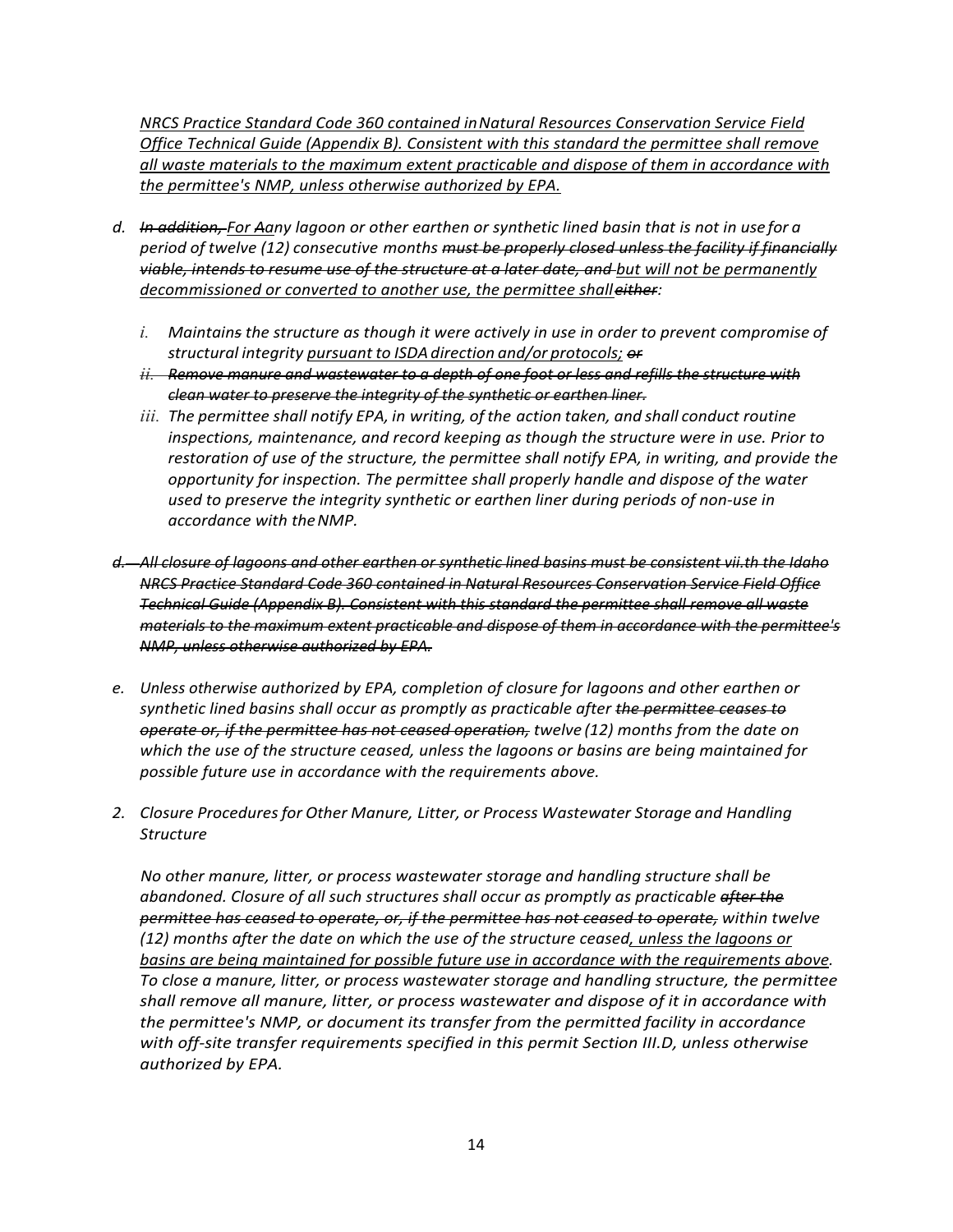*<u>NRCS Practice Standard Code 360 contained in Natural Resources Conservation Service Field Office Technical Guide (Appendix B). Consistent with this standard the permittee shall remove all waste materials to the maximum extent practicable and dispose of them in accordance with the permittee's NMP, unless otherwise authorized by EPA.</u>*

d. *~~In addition,~~ <u>For A</u>any lagoon or other earthen or synthetic lined basin that is not in use for a period of twelve (12) consecutive months ~~must be properly closed unless the facility if financially viable, intends to resume use of the structure at a later date, and~~ <u>but will not be permanently decommissioned or converted to another use, the permittee shall</u> ~~either~~:*

   i. *Maintain~~s~~ the structure as though it were actively in use in order to prevent compromise of structural integrity <u>pursuant to ISDA direction and/or protocols;</u> ~~or~~*

   ii. *~~Remove manure and wastewater to a depth of one foot or less and refills the structure with clean water to preserve the integrity of the synthetic or earthen liner.~~*

   iii. *The permittee shall notify EPA, in writing, of the action taken, and shall conduct routine inspections, maintenance, and record keeping as though the structure were in use. Prior to restoration of use of the structure, the permittee shall notify EPA, in writing, and provide the opportunity for inspection. The permittee shall properly handle and dispose of the water used to preserve the integrity synthetic or earthen liner during periods of non-use in accordance with the NMP.*

*~~d. All closure of lagoons and other earthen or synthetic lined basins must be consistent vii.th the Idaho NRCS Practice Standard Code 360 contained in Natural Resources Conservation Service Field Office Technical Guide (Appendix B). Consistent with this standard the permittee shall remove all waste materials to the maximum extent practicable and dispose of them in accordance with the permittee's NMP, unless otherwise authorized by EPA.~~*

e. *Unless otherwise authorized by EPA, completion of closure for lagoons and other earthen or synthetic lined basins shall occur as promptly as practicable after ~~the permittee ceases to operate or, if the permittee has not ceased operation,~~ twelve (12) months from the date on which the use of the structure ceased, unless the lagoons or basins are being maintained for possible future use in accordance with the requirements above.*

2. *Closure Procedures for Other Manure, Litter, or Process Wastewater Storage and Handling Structure*

   *No other manure, litter, or process wastewater storage and handling structure shall be abandoned. Closure of all such structures shall occur as promptly as practicable ~~after the permittee has ceased to operate, or, if the permittee has not ceased to operate,~~ within twelve (12) months after the date on which the use of the structure ceased<u>, unless the lagoons or basins are being maintained for possible future use in accordance with the requirements above</u>. To close a manure, litter, or process wastewater storage and handling structure, the permittee shall remove all manure, litter, or process wastewater and dispose of it in accordance with the permittee's NMP, or document its transfer from the permitted facility in accordance with off-site transfer requirements specified in this permit Section III.D, unless otherwise authorized by EPA.*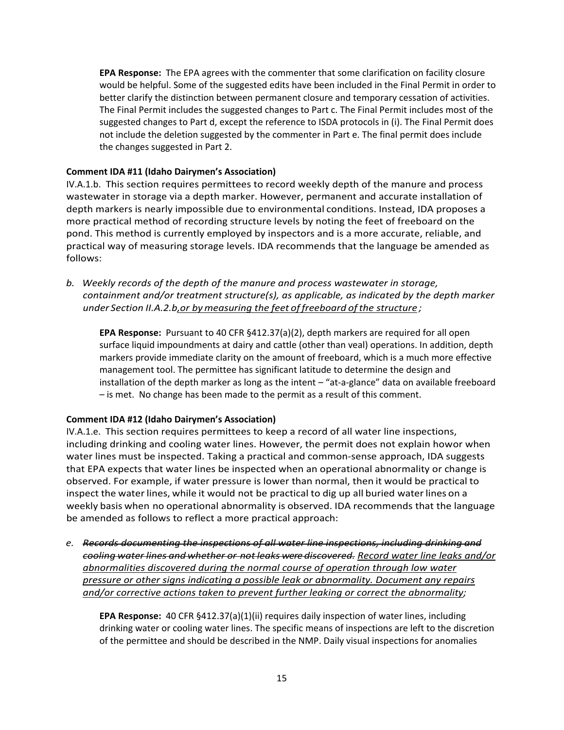**EPA Response:** The EPA agrees with the commenter that some clarification on facility closure would be helpful. Some of the suggested edits have been included in the Final Permit in order to better clarify the distinction between permanent closure and temporary cessation of activities. The Final Permit includes the suggested changes to Part c. The Final Permit includes most of the suggested changes to Part d, except the reference to ISDA protocols in (i). The Final Permit does not include the deletion suggested by the commenter in Part e. The final permit does include the changes suggested in Part 2.

**Comment IDA #11 (Idaho Dairymen's Association)**

IV.A.1.b. This section requires permittees to record weekly depth of the manure and process wastewater in storage via a depth marker. However, permanent and accurate installation of depth markers is nearly impossible due to environmental conditions. Instead, IDA proposes a more practical method of recording structure levels by noting the feet of freeboard on the pond. This method is currently employed by inspectors and is a more accurate, reliable, and practical way of measuring storage levels. IDA recommends that the language be amended as follows:

*b. Weekly records of the depth of the manure and process wastewater in storage, containment and/or treatment structure(s), as applicable, as indicated by the depth marker under Section II.A.2.b<u>, or by measuring the feet of freeboard of the structure</u>;*

**EPA Response:** Pursuant to 40 CFR §412.37(a)(2), depth markers are required for all open surface liquid impoundments at dairy and cattle (other than veal) operations. In addition, depth markers provide immediate clarity on the amount of freeboard, which is a much more effective management tool. The permittee has significant latitude to determine the design and installation of the depth marker as long as the intent – "at-a-glance" data on available freeboard – is met. No change has been made to the permit as a result of this comment.

**Comment IDA #12 (Idaho Dairymen's Association)**

IV.A.1.e. This section requires permittees to keep a record of all water line inspections, including drinking and cooling water lines. However, the permit does not explain howor when water lines must be inspected. Taking a practical and common-sense approach, IDA suggests that EPA expects that water lines be inspected when an operational abnormality or change is observed. For example, if water pressure is lower than normal, then it would be practical to inspect the water lines, while it would not be practical to dig up all buried water lines on a weekly basis when no operational abnormality is observed. IDA recommends that the language be amended as follows to reflect a more practical approach:

*e. ~~Records documenting the inspections of all water line inspections, including drinking and cooling water lines and whether or not leaks were discovered.~~ <u>Record water line leaks and/or abnormalities discovered during the normal course of operation through low water pressure or other signs indicating a possible leak or abnormality. Document any repairs and/or corrective actions taken to prevent further leaking or correct the abnormality</u>;*

**EPA Response:** 40 CFR §412.37(a)(1)(ii) requires daily inspection of water lines, including drinking water or cooling water lines. The specific means of inspections are left to the discretion of the permittee and should be described in the NMP. Daily visual inspections for anomalies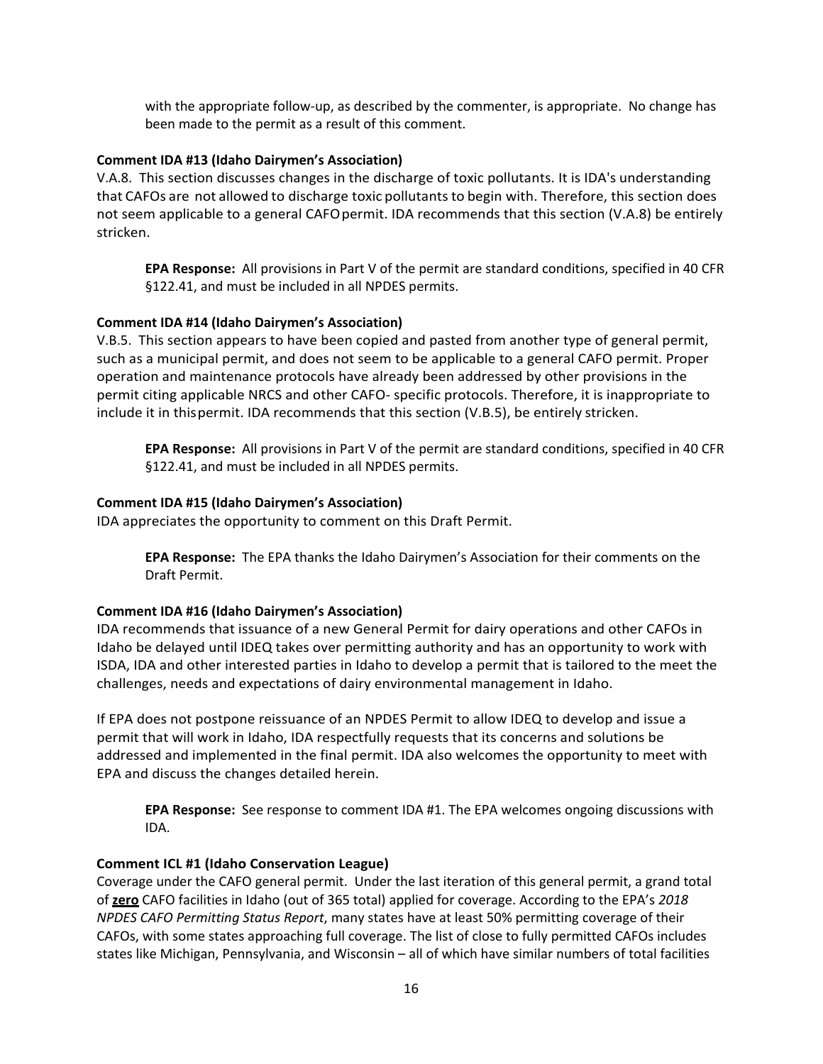with the appropriate follow-up, as described by the commenter, is appropriate. No change has been made to the permit as a result of this comment.

**Comment IDA #13 (Idaho Dairymen's Association)**

V.A.8. This section discusses changes in the discharge of toxic pollutants. It is IDA's understanding that CAFOs are not allowed to discharge toxic pollutants to begin with. Therefore, this section does not seem applicable to a general CAFO permit. IDA recommends that this section (V.A.8) be entirely stricken.

> **EPA Response:** All provisions in Part V of the permit are standard conditions, specified in 40 CFR §122.41, and must be included in all NPDES permits.

**Comment IDA #14 (Idaho Dairymen's Association)**

V.B.5. This section appears to have been copied and pasted from another type of general permit, such as a municipal permit, and does not seem to be applicable to a general CAFO permit. Proper operation and maintenance protocols have already been addressed by other provisions in the permit citing applicable NRCS and other CAFO- specific protocols. Therefore, it is inappropriate to include it in this permit. IDA recommends that this section (V.B.5), be entirely stricken.

> **EPA Response:** All provisions in Part V of the permit are standard conditions, specified in 40 CFR §122.41, and must be included in all NPDES permits.

**Comment IDA #15 (Idaho Dairymen's Association)**

IDA appreciates the opportunity to comment on this Draft Permit.

> **EPA Response:** The EPA thanks the Idaho Dairymen's Association for their comments on the Draft Permit.

**Comment IDA #16 (Idaho Dairymen's Association)**

IDA recommends that issuance of a new General Permit for dairy operations and other CAFOs in Idaho be delayed until IDEQ takes over permitting authority and has an opportunity to work with ISDA, IDA and other interested parties in Idaho to develop a permit that is tailored to the meet the challenges, needs and expectations of dairy environmental management in Idaho.

If EPA does not postpone reissuance of an NPDES Permit to allow IDEQ to develop and issue a permit that will work in Idaho, IDA respectfully requests that its concerns and solutions be addressed and implemented in the final permit. IDA also welcomes the opportunity to meet with EPA and discuss the changes detailed herein.

> **EPA Response:** See response to comment IDA #1. The EPA welcomes ongoing discussions with IDA.

**Comment ICL #1 (Idaho Conservation League)**

Coverage under the CAFO general permit. Under the last iteration of this general permit, a grand total of **zero** CAFO facilities in Idaho (out of 365 total) applied for coverage. According to the EPA's *2018 NPDES CAFO Permitting Status Report*, many states have at least 50% permitting coverage of their CAFOs, with some states approaching full coverage. The list of close to fully permitted CAFOs includes states like Michigan, Pennsylvania, and Wisconsin – all of which have similar numbers of total facilities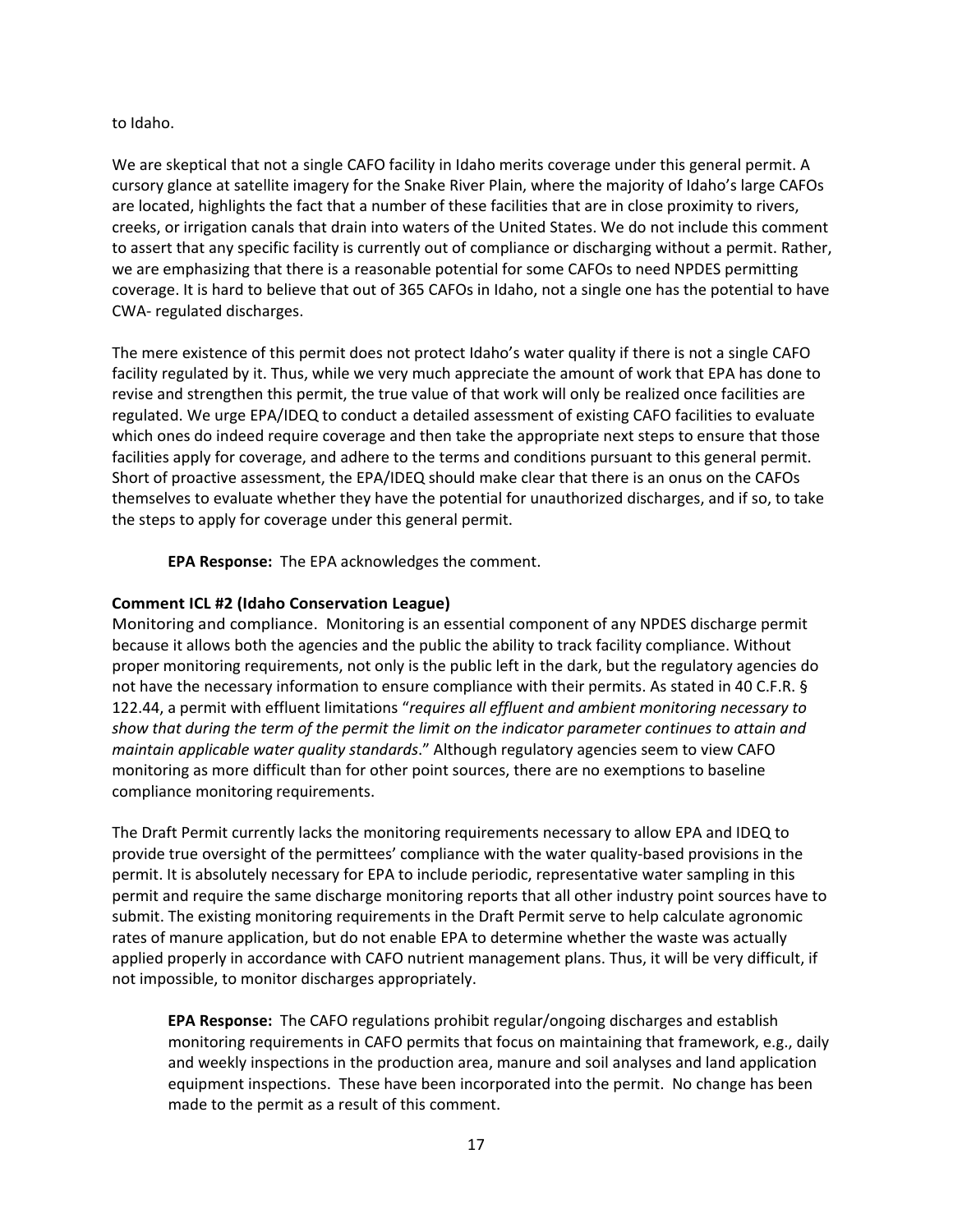to Idaho.

We are skeptical that not a single CAFO facility in Idaho merits coverage under this general permit. A cursory glance at satellite imagery for the Snake River Plain, where the majority of Idaho's large CAFOs are located, highlights the fact that a number of these facilities that are in close proximity to rivers, creeks, or irrigation canals that drain into waters of the United States. We do not include this comment to assert that any specific facility is currently out of compliance or discharging without a permit. Rather, we are emphasizing that there is a reasonable potential for some CAFOs to need NPDES permitting coverage. It is hard to believe that out of 365 CAFOs in Idaho, not a single one has the potential to have CWA- regulated discharges.

The mere existence of this permit does not protect Idaho's water quality if there is not a single CAFO facility regulated by it. Thus, while we very much appreciate the amount of work that EPA has done to revise and strengthen this permit, the true value of that work will only be realized once facilities are regulated. We urge EPA/IDEQ to conduct a detailed assessment of existing CAFO facilities to evaluate which ones do indeed require coverage and then take the appropriate next steps to ensure that those facilities apply for coverage, and adhere to the terms and conditions pursuant to this general permit. Short of proactive assessment, the EPA/IDEQ should make clear that there is an onus on the CAFOs themselves to evaluate whether they have the potential for unauthorized discharges, and if so, to take the steps to apply for coverage under this general permit.

**EPA Response:** The EPA acknowledges the comment.

**Comment ICL #2 (Idaho Conservation League)**

Monitoring and compliance. Monitoring is an essential component of any NPDES discharge permit because it allows both the agencies and the public the ability to track facility compliance. Without proper monitoring requirements, not only is the public left in the dark, but the regulatory agencies do not have the necessary information to ensure compliance with their permits. As stated in 40 C.F.R. § 122.44, a permit with effluent limitations "*requires all effluent and ambient monitoring necessary to show that during the term of the permit the limit on the indicator parameter continues to attain and maintain applicable water quality standards*." Although regulatory agencies seem to view CAFO monitoring as more difficult than for other point sources, there are no exemptions to baseline compliance monitoring requirements.

The Draft Permit currently lacks the monitoring requirements necessary to allow EPA and IDEQ to provide true oversight of the permittees' compliance with the water quality-based provisions in the permit. It is absolutely necessary for EPA to include periodic, representative water sampling in this permit and require the same discharge monitoring reports that all other industry point sources have to submit. The existing monitoring requirements in the Draft Permit serve to help calculate agronomic rates of manure application, but do not enable EPA to determine whether the waste was actually applied properly in accordance with CAFO nutrient management plans. Thus, it will be very difficult, if not impossible, to monitor discharges appropriately.

**EPA Response:** The CAFO regulations prohibit regular/ongoing discharges and establish monitoring requirements in CAFO permits that focus on maintaining that framework, e.g., daily and weekly inspections in the production area, manure and soil analyses and land application equipment inspections. These have been incorporated into the permit. No change has been made to the permit as a result of this comment.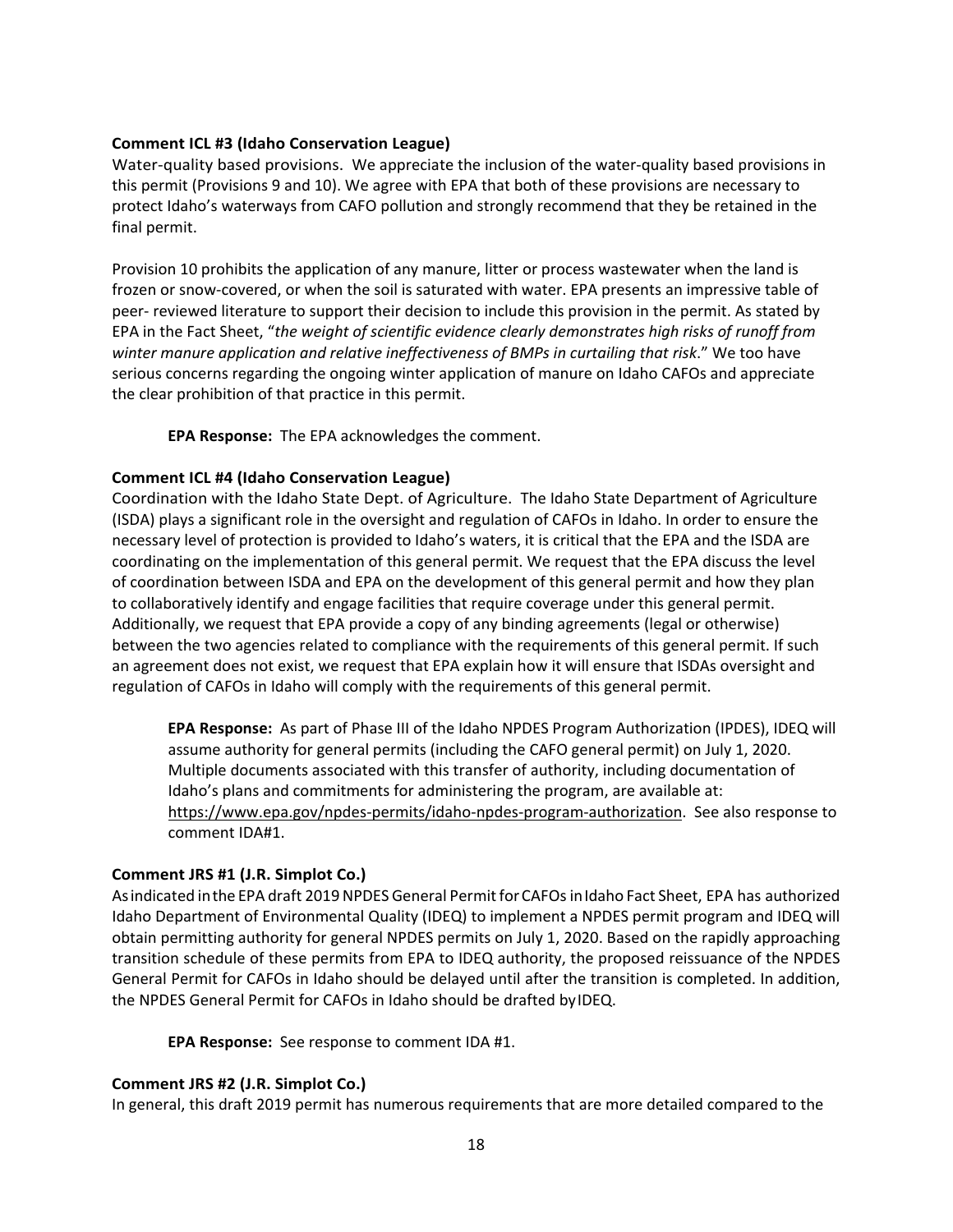**Comment ICL #3 (Idaho Conservation League)**
Water-quality based provisions. We appreciate the inclusion of the water-quality based provisions in this permit (Provisions 9 and 10). We agree with EPA that both of these provisions are necessary to protect Idaho's waterways from CAFO pollution and strongly recommend that they be retained in the final permit.

Provision 10 prohibits the application of any manure, litter or process wastewater when the land is frozen or snow-covered, or when the soil is saturated with water. EPA presents an impressive table of peer- reviewed literature to support their decision to include this provision in the permit. As stated by EPA in the Fact Sheet, "*the weight of scientific evidence clearly demonstrates high risks of runoff from winter manure application and relative ineffectiveness of BMPs in curtailing that risk*." We too have serious concerns regarding the ongoing winter application of manure on Idaho CAFOs and appreciate the clear prohibition of that practice in this permit.

> **EPA Response:** The EPA acknowledges the comment.

**Comment ICL #4 (Idaho Conservation League)**
Coordination with the Idaho State Dept. of Agriculture. The Idaho State Department of Agriculture (ISDA) plays a significant role in the oversight and regulation of CAFOs in Idaho. In order to ensure the necessary level of protection is provided to Idaho's waters, it is critical that the EPA and the ISDA are coordinating on the implementation of this general permit. We request that the EPA discuss the level of coordination between ISDA and EPA on the development of this general permit and how they plan to collaboratively identify and engage facilities that require coverage under this general permit. Additionally, we request that EPA provide a copy of any binding agreements (legal or otherwise) between the two agencies related to compliance with the requirements of this general permit. If such an agreement does not exist, we request that EPA explain how it will ensure that ISDAs oversight and regulation of CAFOs in Idaho will comply with the requirements of this general permit.

> **EPA Response:** As part of Phase III of the Idaho NPDES Program Authorization (IPDES), IDEQ will assume authority for general permits (including the CAFO general permit) on July 1, 2020. Multiple documents associated with this transfer of authority, including documentation of Idaho's plans and commitments for administering the program, are available at: https://www.epa.gov/npdes-permits/idaho-npdes-program-authorization. See also response to comment IDA#1.

**Comment JRS #1 (J.R. Simplot Co.)**
As indicated in the EPA draft 2019 NPDES General Permit for CAFOs in Idaho Fact Sheet, EPA has authorized Idaho Department of Environmental Quality (IDEQ) to implement a NPDES permit program and IDEQ will obtain permitting authority for general NPDES permits on July 1, 2020. Based on the rapidly approaching transition schedule of these permits from EPA to IDEQ authority, the proposed reissuance of the NPDES General Permit for CAFOs in Idaho should be delayed until after the transition is completed. In addition, the NPDES General Permit for CAFOs in Idaho should be drafted by IDEQ.

> **EPA Response:** See response to comment IDA #1.

**Comment JRS #2 (J.R. Simplot Co.)**
In general, this draft 2019 permit has numerous requirements that are more detailed compared to the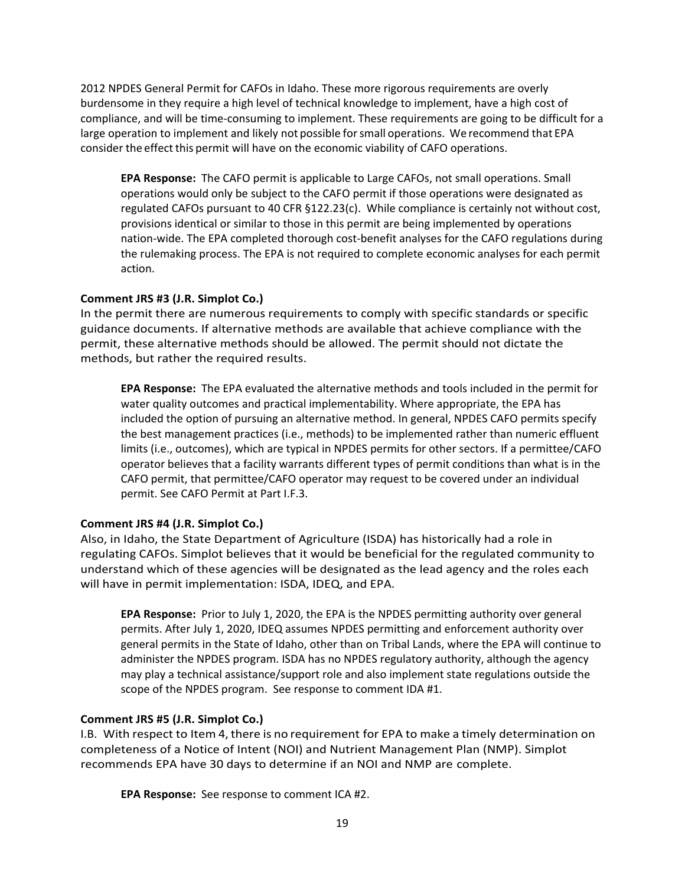2012 NPDES General Permit for CAFOs in Idaho. These more rigorous requirements are overly burdensome in they require a high level of technical knowledge to implement, have a high cost of compliance, and will be time-consuming to implement. These requirements are going to be difficult for a large operation to implement and likely not possible for small operations. We recommend that EPA consider the effect this permit will have on the economic viability of CAFO operations.

> **EPA Response:** The CAFO permit is applicable to Large CAFOs, not small operations. Small operations would only be subject to the CAFO permit if those operations were designated as regulated CAFOs pursuant to 40 CFR §122.23(c). While compliance is certainly not without cost, provisions identical or similar to those in this permit are being implemented by operations nation-wide. The EPA completed thorough cost-benefit analyses for the CAFO regulations during the rulemaking process. The EPA is not required to complete economic analyses for each permit action.

**Comment JRS #3 (J.R. Simplot Co.)**

In the permit there are numerous requirements to comply with specific standards or specific guidance documents. If alternative methods are available that achieve compliance with the permit, these alternative methods should be allowed. The permit should not dictate the methods, but rather the required results.

> **EPA Response:** The EPA evaluated the alternative methods and tools included in the permit for water quality outcomes and practical implementability. Where appropriate, the EPA has included the option of pursuing an alternative method. In general, NPDES CAFO permits specify the best management practices (i.e., methods) to be implemented rather than numeric effluent limits (i.e., outcomes), which are typical in NPDES permits for other sectors. If a permittee/CAFO operator believes that a facility warrants different types of permit conditions than what is in the CAFO permit, that permittee/CAFO operator may request to be covered under an individual permit. See CAFO Permit at Part I.F.3.

**Comment JRS #4 (J.R. Simplot Co.)**

Also, in Idaho, the State Department of Agriculture (ISDA) has historically had a role in regulating CAFOs. Simplot believes that it would be beneficial for the regulated community to understand which of these agencies will be designated as the lead agency and the roles each will have in permit implementation: ISDA, IDEQ, and EPA.

> **EPA Response:** Prior to July 1, 2020, the EPA is the NPDES permitting authority over general permits. After July 1, 2020, IDEQ assumes NPDES permitting and enforcement authority over general permits in the State of Idaho, other than on Tribal Lands, where the EPA will continue to administer the NPDES program. ISDA has no NPDES regulatory authority, although the agency may play a technical assistance/support role and also implement state regulations outside the scope of the NPDES program. See response to comment IDA #1.

**Comment JRS #5 (J.R. Simplot Co.)**

I.B. With respect to Item 4, there is no requirement for EPA to make a timely determination on completeness of a Notice of Intent (NOI) and Nutrient Management Plan (NMP). Simplot recommends EPA have 30 days to determine if an NOI and NMP are complete.

> **EPA Response:** See response to comment ICA #2.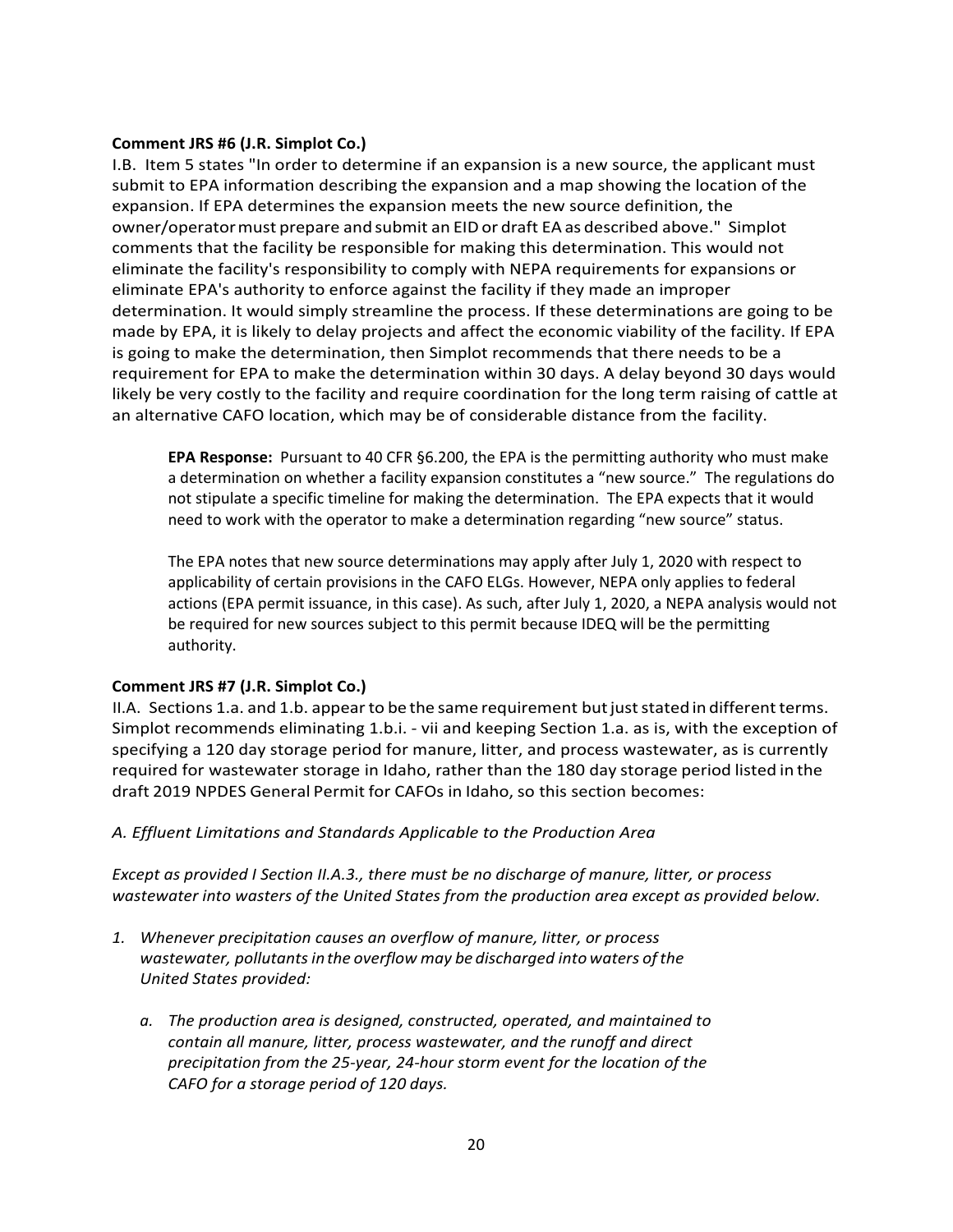**Comment JRS #6 (J.R. Simplot Co.)**

I.B. Item 5 states "In order to determine if an expansion is a new source, the applicant must submit to EPA information describing the expansion and a map showing the location of the expansion. If EPA determines the expansion meets the new source definition, the owner/operator must prepare and submit an EID or draft EA as described above." Simplot comments that the facility be responsible for making this determination. This would not eliminate the facility's responsibility to comply with NEPA requirements for expansions or eliminate EPA's authority to enforce against the facility if they made an improper determination. It would simply streamline the process. If these determinations are going to be made by EPA, it is likely to delay projects and affect the economic viability of the facility. If EPA is going to make the determination, then Simplot recommends that there needs to be a requirement for EPA to make the determination within 30 days. A delay beyond 30 days would likely be very costly to the facility and require coordination for the long term raising of cattle at an alternative CAFO location, which may be of considerable distance from the facility.

> **EPA Response:** Pursuant to 40 CFR §6.200, the EPA is the permitting authority who must make a determination on whether a facility expansion constitutes a "new source." The regulations do not stipulate a specific timeline for making the determination. The EPA expects that it would need to work with the operator to make a determination regarding "new source" status.
>
> The EPA notes that new source determinations may apply after July 1, 2020 with respect to applicability of certain provisions in the CAFO ELGs. However, NEPA only applies to federal actions (EPA permit issuance, in this case). As such, after July 1, 2020, a NEPA analysis would not be required for new sources subject to this permit because IDEQ will be the permitting authority.

**Comment JRS #7 (J.R. Simplot Co.)**

II.A. Sections 1.a. and 1.b. appear to be the same requirement but just stated in different terms. Simplot recommends eliminating 1.b.i. - vii and keeping Section 1.a. as is, with the exception of specifying a 120 day storage period for manure, litter, and process wastewater, as is currently required for wastewater storage in Idaho, rather than the 180 day storage period listed in the draft 2019 NPDES General Permit for CAFOs in Idaho, so this section becomes:

*A. Effluent Limitations and Standards Applicable to the Production Area*

*Except as provided I Section II.A.3., there must be no discharge of manure, litter, or process wastewater into wasters of the United States from the production area except as provided below.*

1. *Whenever precipitation causes an overflow of manure, litter, or process wastewater, pollutants in the overflow may be discharged into waters of the United States provided:*

    a. *The production area is designed, constructed, operated, and maintained to contain all manure, litter, process wastewater, and the runoff and direct precipitation from the 25-year, 24-hour storm event for the location of the CAFO for a storage period of 120 days.*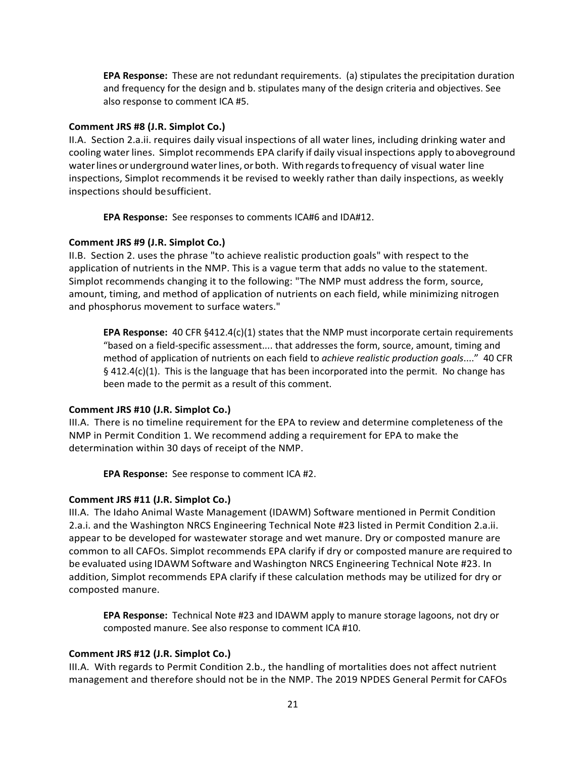**EPA Response:** These are not redundant requirements. (a) stipulates the precipitation duration and frequency for the design and b. stipulates many of the design criteria and objectives. See also response to comment ICA #5.

**Comment JRS #8 (J.R. Simplot Co.)**

II.A. Section 2.a.ii. requires daily visual inspections of all water lines, including drinking water and cooling water lines. Simplot recommends EPA clarify if daily visual inspections apply to aboveground water lines or underground water lines, or both. With regards to frequency of visual water line inspections, Simplot recommends it be revised to weekly rather than daily inspections, as weekly inspections should be sufficient.

**EPA Response:** See responses to comments ICA#6 and IDA#12.

**Comment JRS #9 (J.R. Simplot Co.)**

II.B. Section 2. uses the phrase "to achieve realistic production goals" with respect to the application of nutrients in the NMP. This is a vague term that adds no value to the statement. Simplot recommends changing it to the following: "The NMP must address the form, source, amount, timing, and method of application of nutrients on each field, while minimizing nitrogen and phosphorus movement to surface waters."

**EPA Response:** 40 CFR §412.4(c)(1) states that the NMP must incorporate certain requirements "based on a field-specific assessment.... that addresses the form, source, amount, timing and method of application of nutrients on each field to *achieve realistic production goals*...." 40 CFR § 412.4(c)(1). This is the language that has been incorporated into the permit. No change has been made to the permit as a result of this comment.

**Comment JRS #10 (J.R. Simplot Co.)**

III.A. There is no timeline requirement for the EPA to review and determine completeness of the NMP in Permit Condition 1. We recommend adding a requirement for EPA to make the determination within 30 days of receipt of the NMP.

**EPA Response:** See response to comment ICA #2.

**Comment JRS #11 (J.R. Simplot Co.)**

III.A. The Idaho Animal Waste Management (IDAWM) Software mentioned in Permit Condition 2.a.i. and the Washington NRCS Engineering Technical Note #23 listed in Permit Condition 2.a.ii. appear to be developed for wastewater storage and wet manure. Dry or composted manure are common to all CAFOs. Simplot recommends EPA clarify if dry or composted manure are required to be evaluated using IDAWM Software and Washington NRCS Engineering Technical Note #23. In addition, Simplot recommends EPA clarify if these calculation methods may be utilized for dry or composted manure.

**EPA Response:** Technical Note #23 and IDAWM apply to manure storage lagoons, not dry or composted manure. See also response to comment ICA #10.

**Comment JRS #12 (J.R. Simplot Co.)**

III.A. With regards to Permit Condition 2.b., the handling of mortalities does not affect nutrient management and therefore should not be in the NMP. The 2019 NPDES General Permit for CAFOs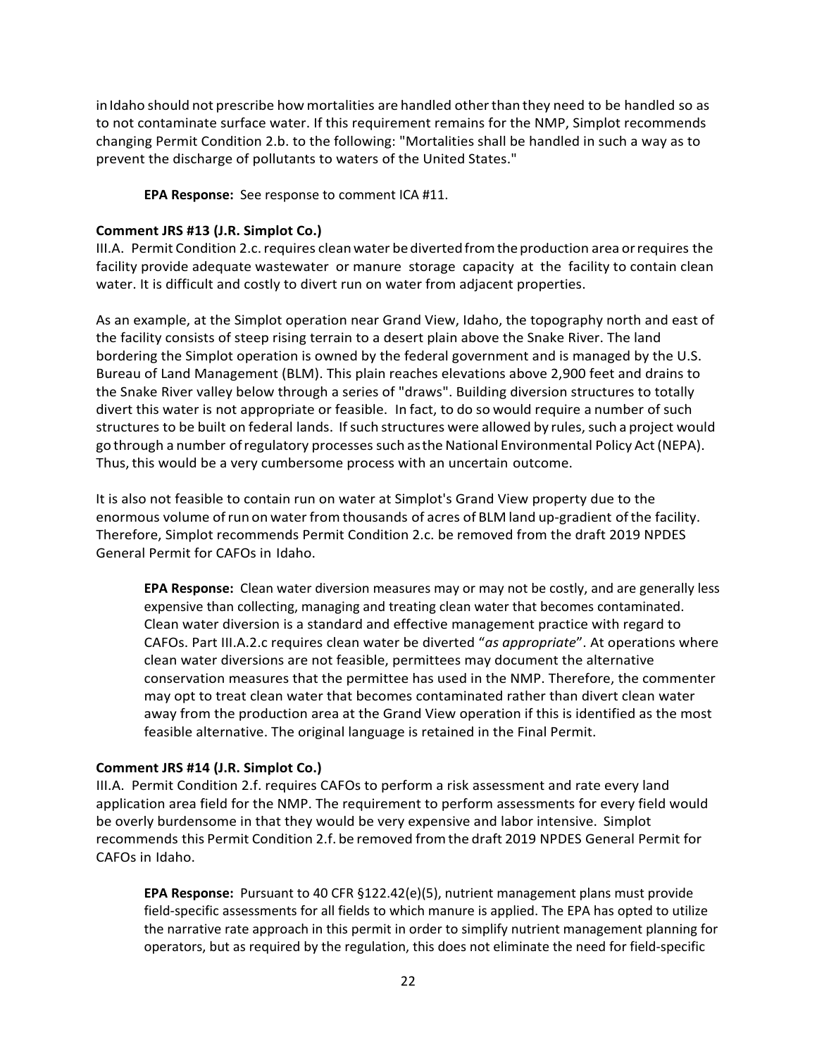in Idaho should not prescribe how mortalities are handled other than they need to be handled so as to not contaminate surface water. If this requirement remains for the NMP, Simplot recommends changing Permit Condition 2.b. to the following: "Mortalities shall be handled in such a way as to prevent the discharge of pollutants to waters of the United States."

> **EPA Response:** See response to comment ICA #11.

**Comment JRS #13 (J.R. Simplot Co.)**
III.A. Permit Condition 2.c. requires clean water be diverted from the production area or requires the facility provide adequate wastewater or manure storage capacity at the facility to contain clean water. It is difficult and costly to divert run on water from adjacent properties.

As an example, at the Simplot operation near Grand View, Idaho, the topography north and east of the facility consists of steep rising terrain to a desert plain above the Snake River. The land bordering the Simplot operation is owned by the federal government and is managed by the U.S. Bureau of Land Management (BLM). This plain reaches elevations above 2,900 feet and drains to the Snake River valley below through a series of "draws". Building diversion structures to totally divert this water is not appropriate or feasible. In fact, to do so would require a number of such structures to be built on federal lands. If such structures were allowed by rules, such a project would go through a number of regulatory processes such as the National Environmental Policy Act (NEPA). Thus, this would be a very cumbersome process with an uncertain outcome.

It is also not feasible to contain run on water at Simplot's Grand View property due to the enormous volume of run on water from thousands of acres of BLM land up-gradient of the facility. Therefore, Simplot recommends Permit Condition 2.c. be removed from the draft 2019 NPDES General Permit for CAFOs in Idaho.

> **EPA Response:** Clean water diversion measures may or may not be costly, and are generally less expensive than collecting, managing and treating clean water that becomes contaminated. Clean water diversion is a standard and effective management practice with regard to CAFOs. Part III.A.2.c requires clean water be diverted "*as appropriate*". At operations where clean water diversions are not feasible, permittees may document the alternative conservation measures that the permittee has used in the NMP. Therefore, the commenter may opt to treat clean water that becomes contaminated rather than divert clean water away from the production area at the Grand View operation if this is identified as the most feasible alternative. The original language is retained in the Final Permit.

**Comment JRS #14 (J.R. Simplot Co.)**
III.A. Permit Condition 2.f. requires CAFOs to perform a risk assessment and rate every land application area field for the NMP. The requirement to perform assessments for every field would be overly burdensome in that they would be very expensive and labor intensive. Simplot recommends this Permit Condition 2.f. be removed from the draft 2019 NPDES General Permit for CAFOs in Idaho.

> **EPA Response:** Pursuant to 40 CFR §122.42(e)(5), nutrient management plans must provide field-specific assessments for all fields to which manure is applied. The EPA has opted to utilize the narrative rate approach in this permit in order to simplify nutrient management planning for operators, but as required by the regulation, this does not eliminate the need for field-specific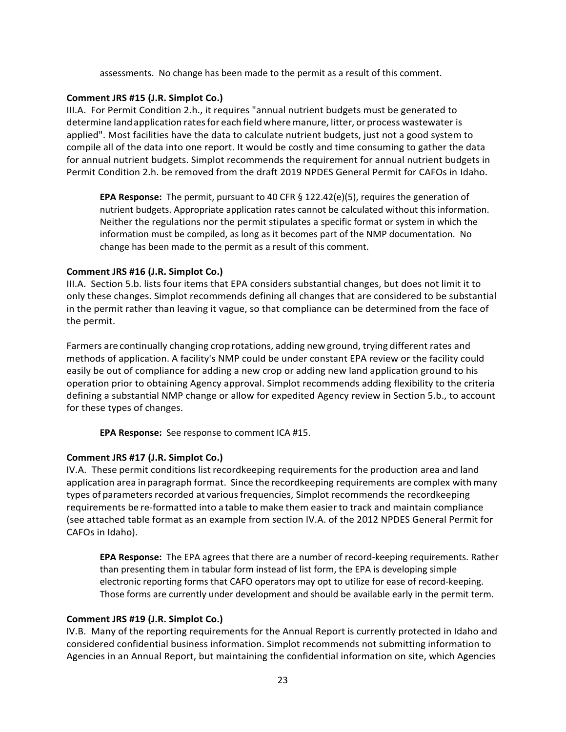assessments. No change has been made to the permit as a result of this comment.

**Comment JRS #15 (J.R. Simplot Co.)**

III.A. For Permit Condition 2.h., it requires "annual nutrient budgets must be generated to determine land application rates for each field where manure, litter, or process wastewater is applied". Most facilities have the data to calculate nutrient budgets, just not a good system to compile all of the data into one report. It would be costly and time consuming to gather the data for annual nutrient budgets. Simplot recommends the requirement for annual nutrient budgets in Permit Condition 2.h. be removed from the draft 2019 NPDES General Permit for CAFOs in Idaho.

> **EPA Response:** The permit, pursuant to 40 CFR § 122.42(e)(5), requires the generation of nutrient budgets. Appropriate application rates cannot be calculated without this information. Neither the regulations nor the permit stipulates a specific format or system in which the information must be compiled, as long as it becomes part of the NMP documentation. No change has been made to the permit as a result of this comment.

**Comment JRS #16 (J.R. Simplot Co.)**

III.A. Section 5.b. lists four items that EPA considers substantial changes, but does not limit it to only these changes. Simplot recommends defining all changes that are considered to be substantial in the permit rather than leaving it vague, so that compliance can be determined from the face of the permit.

Farmers are continually changing crop rotations, adding new ground, trying different rates and methods of application. A facility's NMP could be under constant EPA review or the facility could easily be out of compliance for adding a new crop or adding new land application ground to his operation prior to obtaining Agency approval. Simplot recommends adding flexibility to the criteria defining a substantial NMP change or allow for expedited Agency review in Section 5.b., to account for these types of changes.

> **EPA Response:** See response to comment ICA #15.

**Comment JRS #17 (J.R. Simplot Co.)**

IV.A. These permit conditions list recordkeeping requirements for the production area and land application area in paragraph format. Since the recordkeeping requirements are complex with many types of parameters recorded at various frequencies, Simplot recommends the recordkeeping requirements be re-formatted into a table to make them easier to track and maintain compliance (see attached table format as an example from section IV.A. of the 2012 NPDES General Permit for CAFOs in Idaho).

> **EPA Response:** The EPA agrees that there are a number of record-keeping requirements. Rather than presenting them in tabular form instead of list form, the EPA is developing simple electronic reporting forms that CAFO operators may opt to utilize for ease of record-keeping. Those forms are currently under development and should be available early in the permit term.

**Comment JRS #19 (J.R. Simplot Co.)**

IV.B. Many of the reporting requirements for the Annual Report is currently protected in Idaho and considered confidential business information. Simplot recommends not submitting information to Agencies in an Annual Report, but maintaining the confidential information on site, which Agencies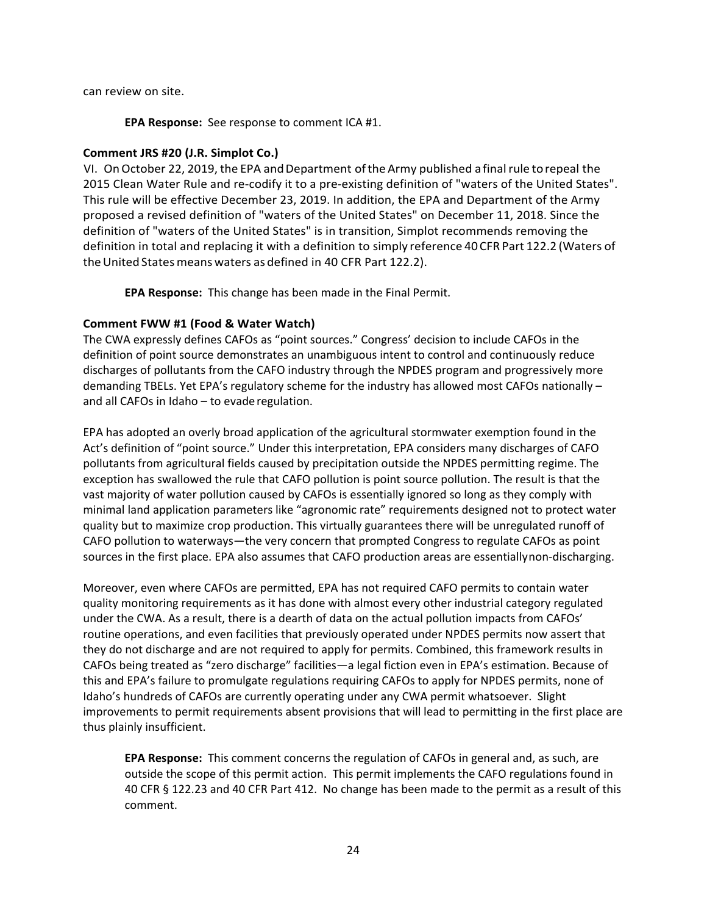can review on site.

**EPA Response:** See response to comment ICA #1.

**Comment JRS #20 (J.R. Simplot Co.)**

VI. On October 22, 2019, the EPA and Department of the Army published a final rule to repeal the 2015 Clean Water Rule and re-codify it to a pre-existing definition of "waters of the United States". This rule will be effective December 23, 2019. In addition, the EPA and Department of the Army proposed a revised definition of "waters of the United States" on December 11, 2018. Since the definition of "waters of the United States" is in transition, Simplot recommends removing the definition in total and replacing it with a definition to simply reference 40 CFR Part 122.2 (Waters of the United States means waters as defined in 40 CFR Part 122.2).

**EPA Response:** This change has been made in the Final Permit.

**Comment FWW #1 (Food & Water Watch)**

The CWA expressly defines CAFOs as "point sources." Congress' decision to include CAFOs in the definition of point source demonstrates an unambiguous intent to control and continuously reduce discharges of pollutants from the CAFO industry through the NPDES program and progressively more demanding TBELs. Yet EPA's regulatory scheme for the industry has allowed most CAFOs nationally – and all CAFOs in Idaho – to evade regulation.

EPA has adopted an overly broad application of the agricultural stormwater exemption found in the Act's definition of "point source." Under this interpretation, EPA considers many discharges of CAFO pollutants from agricultural fields caused by precipitation outside the NPDES permitting regime. The exception has swallowed the rule that CAFO pollution is point source pollution. The result is that the vast majority of water pollution caused by CAFOs is essentially ignored so long as they comply with minimal land application parameters like "agronomic rate" requirements designed not to protect water quality but to maximize crop production. This virtually guarantees there will be unregulated runoff of CAFO pollution to waterways—the very concern that prompted Congress to regulate CAFOs as point sources in the first place. EPA also assumes that CAFO production areas are essentially non-discharging.

Moreover, even where CAFOs are permitted, EPA has not required CAFO permits to contain water quality monitoring requirements as it has done with almost every other industrial category regulated under the CWA. As a result, there is a dearth of data on the actual pollution impacts from CAFOs' routine operations, and even facilities that previously operated under NPDES permits now assert that they do not discharge and are not required to apply for permits. Combined, this framework results in CAFOs being treated as "zero discharge" facilities—a legal fiction even in EPA's estimation. Because of this and EPA's failure to promulgate regulations requiring CAFOs to apply for NPDES permits, none of Idaho's hundreds of CAFOs are currently operating under any CWA permit whatsoever. Slight improvements to permit requirements absent provisions that will lead to permitting in the first place are thus plainly insufficient.

**EPA Response:** This comment concerns the regulation of CAFOs in general and, as such, are outside the scope of this permit action. This permit implements the CAFO regulations found in 40 CFR § 122.23 and 40 CFR Part 412. No change has been made to the permit as a result of this comment.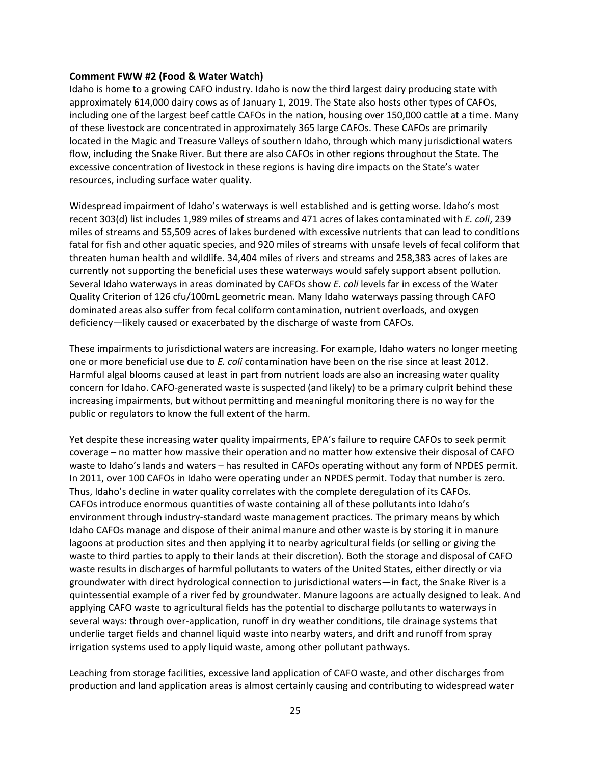**Comment FWW #2 (Food & Water Watch)**

Idaho is home to a growing CAFO industry. Idaho is now the third largest dairy producing state with approximately 614,000 dairy cows as of January 1, 2019. The State also hosts other types of CAFOs, including one of the largest beef cattle CAFOs in the nation, housing over 150,000 cattle at a time. Many of these livestock are concentrated in approximately 365 large CAFOs. These CAFOs are primarily located in the Magic and Treasure Valleys of southern Idaho, through which many jurisdictional waters flow, including the Snake River. But there are also CAFOs in other regions throughout the State. The excessive concentration of livestock in these regions is having dire impacts on the State's water resources, including surface water quality.

Widespread impairment of Idaho's waterways is well established and is getting worse. Idaho's most recent 303(d) list includes 1,989 miles of streams and 471 acres of lakes contaminated with *E. coli*, 239 miles of streams and 55,509 acres of lakes burdened with excessive nutrients that can lead to conditions fatal for fish and other aquatic species, and 920 miles of streams with unsafe levels of fecal coliform that threaten human health and wildlife. 34,404 miles of rivers and streams and 258,383 acres of lakes are currently not supporting the beneficial uses these waterways would safely support absent pollution. Several Idaho waterways in areas dominated by CAFOs show *E. coli* levels far in excess of the Water Quality Criterion of 126 cfu/100mL geometric mean. Many Idaho waterways passing through CAFO dominated areas also suffer from fecal coliform contamination, nutrient overloads, and oxygen deficiency—likely caused or exacerbated by the discharge of waste from CAFOs.

These impairments to jurisdictional waters are increasing. For example, Idaho waters no longer meeting one or more beneficial use due to *E. coli* contamination have been on the rise since at least 2012. Harmful algal blooms caused at least in part from nutrient loads are also an increasing water quality concern for Idaho. CAFO-generated waste is suspected (and likely) to be a primary culprit behind these increasing impairments, but without permitting and meaningful monitoring there is no way for the public or regulators to know the full extent of the harm.

Yet despite these increasing water quality impairments, EPA's failure to require CAFOs to seek permit coverage – no matter how massive their operation and no matter how extensive their disposal of CAFO waste to Idaho's lands and waters – has resulted in CAFOs operating without any form of NPDES permit. In 2011, over 100 CAFOs in Idaho were operating under an NPDES permit. Today that number is zero. Thus, Idaho's decline in water quality correlates with the complete deregulation of its CAFOs. CAFOs introduce enormous quantities of waste containing all of these pollutants into Idaho's environment through industry-standard waste management practices. The primary means by which Idaho CAFOs manage and dispose of their animal manure and other waste is by storing it in manure lagoons at production sites and then applying it to nearby agricultural fields (or selling or giving the waste to third parties to apply to their lands at their discretion). Both the storage and disposal of CAFO waste results in discharges of harmful pollutants to waters of the United States, either directly or via groundwater with direct hydrological connection to jurisdictional waters—in fact, the Snake River is a quintessential example of a river fed by groundwater. Manure lagoons are actually designed to leak. And applying CAFO waste to agricultural fields has the potential to discharge pollutants to waterways in several ways: through over-application, runoff in dry weather conditions, tile drainage systems that underlie target fields and channel liquid waste into nearby waters, and drift and runoff from spray irrigation systems used to apply liquid waste, among other pollutant pathways.

Leaching from storage facilities, excessive land application of CAFO waste, and other discharges from production and land application areas is almost certainly causing and contributing to widespread water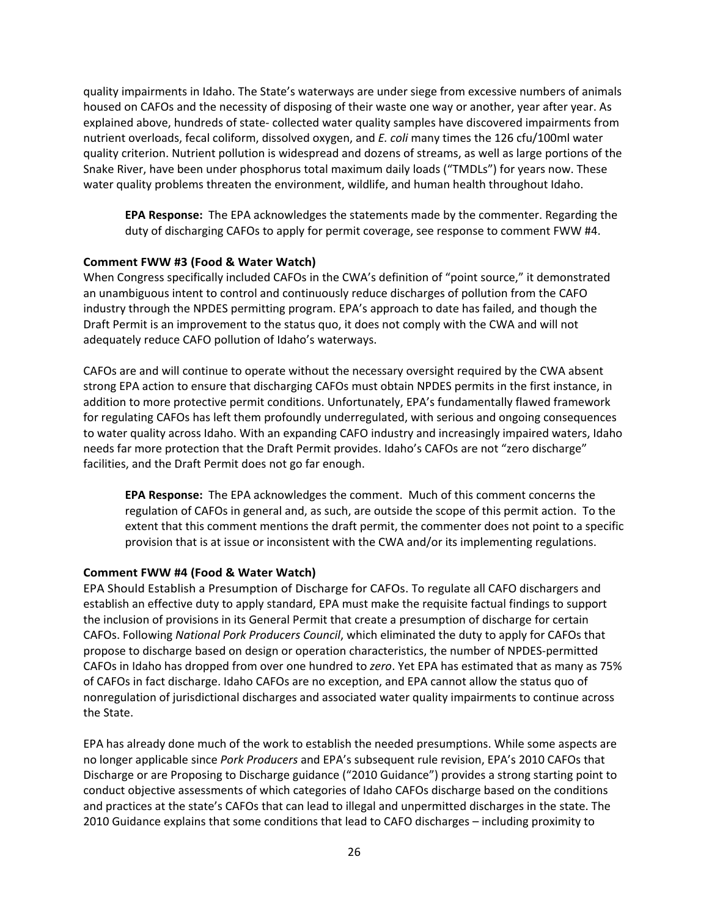quality impairments in Idaho. The State's waterways are under siege from excessive numbers of animals housed on CAFOs and the necessity of disposing of their waste one way or another, year after year. As explained above, hundreds of state- collected water quality samples have discovered impairments from nutrient overloads, fecal coliform, dissolved oxygen, and *E. coli* many times the 126 cfu/100ml water quality criterion. Nutrient pollution is widespread and dozens of streams, as well as large portions of the Snake River, have been under phosphorus total maximum daily loads ("TMDLs") for years now. These water quality problems threaten the environment, wildlife, and human health throughout Idaho.

> **EPA Response:** The EPA acknowledges the statements made by the commenter. Regarding the duty of discharging CAFOs to apply for permit coverage, see response to comment FWW #4.

**Comment FWW #3 (Food & Water Watch)**

When Congress specifically included CAFOs in the CWA's definition of "point source," it demonstrated an unambiguous intent to control and continuously reduce discharges of pollution from the CAFO industry through the NPDES permitting program. EPA's approach to date has failed, and though the Draft Permit is an improvement to the status quo, it does not comply with the CWA and will not adequately reduce CAFO pollution of Idaho's waterways.

CAFOs are and will continue to operate without the necessary oversight required by the CWA absent strong EPA action to ensure that discharging CAFOs must obtain NPDES permits in the first instance, in addition to more protective permit conditions. Unfortunately, EPA's fundamentally flawed framework for regulating CAFOs has left them profoundly underregulated, with serious and ongoing consequences to water quality across Idaho. With an expanding CAFO industry and increasingly impaired waters, Idaho needs far more protection that the Draft Permit provides. Idaho's CAFOs are not "zero discharge" facilities, and the Draft Permit does not go far enough.

> **EPA Response:** The EPA acknowledges the comment. Much of this comment concerns the regulation of CAFOs in general and, as such, are outside the scope of this permit action. To the extent that this comment mentions the draft permit, the commenter does not point to a specific provision that is at issue or inconsistent with the CWA and/or its implementing regulations.

**Comment FWW #4 (Food & Water Watch)**

EPA Should Establish a Presumption of Discharge for CAFOs. To regulate all CAFO dischargers and establish an effective duty to apply standard, EPA must make the requisite factual findings to support the inclusion of provisions in its General Permit that create a presumption of discharge for certain CAFOs. Following *National Pork Producers Council*, which eliminated the duty to apply for CAFOs that propose to discharge based on design or operation characteristics, the number of NPDES-permitted CAFOs in Idaho has dropped from over one hundred to *zero*. Yet EPA has estimated that as many as 75% of CAFOs in fact discharge. Idaho CAFOs are no exception, and EPA cannot allow the status quo of nonregulation of jurisdictional discharges and associated water quality impairments to continue across the State.

EPA has already done much of the work to establish the needed presumptions. While some aspects are no longer applicable since *Pork Producers* and EPA's subsequent rule revision, EPA's 2010 CAFOs that Discharge or are Proposing to Discharge guidance ("2010 Guidance") provides a strong starting point to conduct objective assessments of which categories of Idaho CAFOs discharge based on the conditions and practices at the state's CAFOs that can lead to illegal and unpermitted discharges in the state. The 2010 Guidance explains that some conditions that lead to CAFO discharges – including proximity to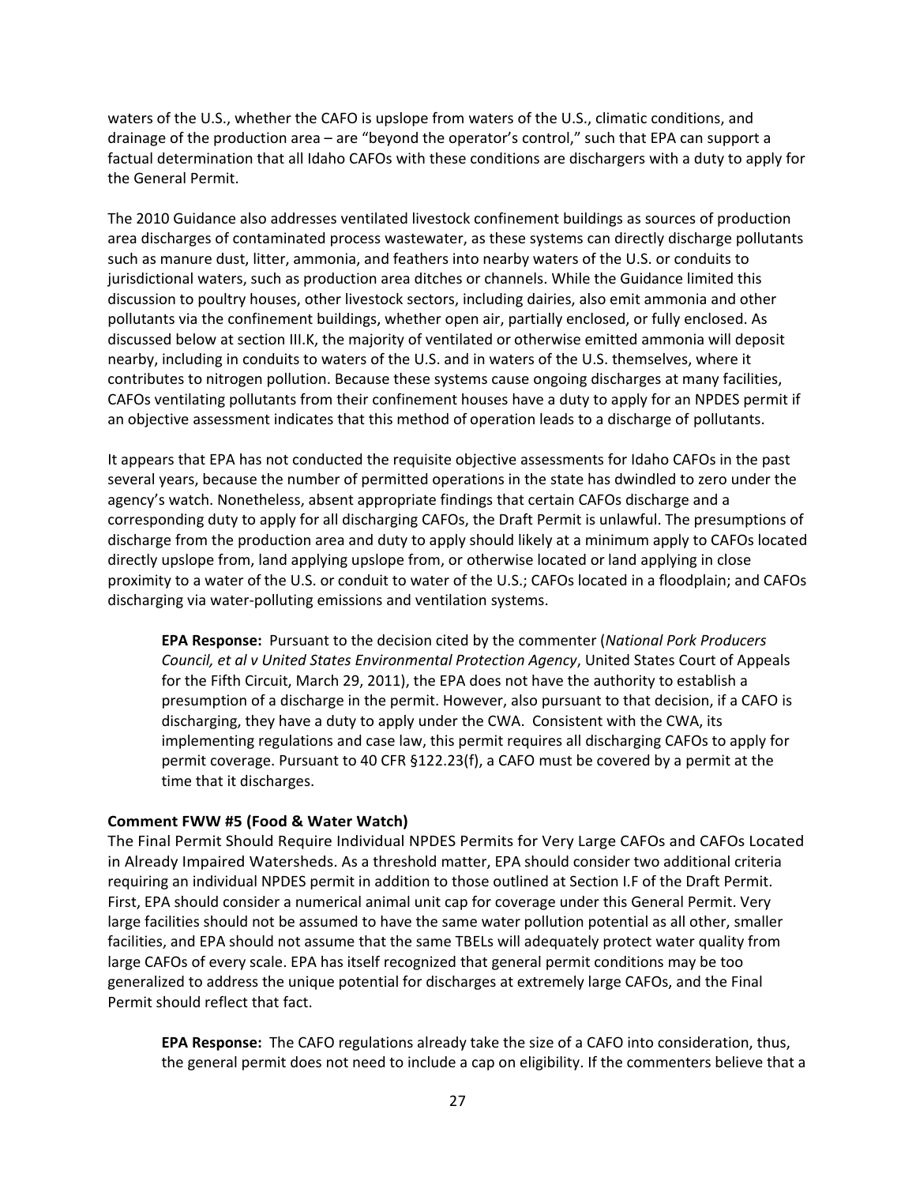waters of the U.S., whether the CAFO is upslope from waters of the U.S., climatic conditions, and drainage of the production area – are "beyond the operator's control," such that EPA can support a factual determination that all Idaho CAFOs with these conditions are dischargers with a duty to apply for the General Permit.

The 2010 Guidance also addresses ventilated livestock confinement buildings as sources of production area discharges of contaminated process wastewater, as these systems can directly discharge pollutants such as manure dust, litter, ammonia, and feathers into nearby waters of the U.S. or conduits to jurisdictional waters, such as production area ditches or channels. While the Guidance limited this discussion to poultry houses, other livestock sectors, including dairies, also emit ammonia and other pollutants via the confinement buildings, whether open air, partially enclosed, or fully enclosed. As discussed below at section III.K, the majority of ventilated or otherwise emitted ammonia will deposit nearby, including in conduits to waters of the U.S. and in waters of the U.S. themselves, where it contributes to nitrogen pollution. Because these systems cause ongoing discharges at many facilities, CAFOs ventilating pollutants from their confinement houses have a duty to apply for an NPDES permit if an objective assessment indicates that this method of operation leads to a discharge of pollutants.

It appears that EPA has not conducted the requisite objective assessments for Idaho CAFOs in the past several years, because the number of permitted operations in the state has dwindled to zero under the agency's watch. Nonetheless, absent appropriate findings that certain CAFOs discharge and a corresponding duty to apply for all discharging CAFOs, the Draft Permit is unlawful. The presumptions of discharge from the production area and duty to apply should likely at a minimum apply to CAFOs located directly upslope from, land applying upslope from, or otherwise located or land applying in close proximity to a water of the U.S. or conduit to water of the U.S.; CAFOs located in a floodplain; and CAFOs discharging via water-polluting emissions and ventilation systems.

> **EPA Response:** Pursuant to the decision cited by the commenter (*National Pork Producers Council, et al v United States Environmental Protection Agency*, United States Court of Appeals for the Fifth Circuit, March 29, 2011), the EPA does not have the authority to establish a presumption of a discharge in the permit. However, also pursuant to that decision, if a CAFO is discharging, they have a duty to apply under the CWA. Consistent with the CWA, its implementing regulations and case law, this permit requires all discharging CAFOs to apply for permit coverage. Pursuant to 40 CFR §122.23(f), a CAFO must be covered by a permit at the time that it discharges.

**Comment FWW #5 (Food & Water Watch)**

The Final Permit Should Require Individual NPDES Permits for Very Large CAFOs and CAFOs Located in Already Impaired Watersheds. As a threshold matter, EPA should consider two additional criteria requiring an individual NPDES permit in addition to those outlined at Section I.F of the Draft Permit. First, EPA should consider a numerical animal unit cap for coverage under this General Permit. Very large facilities should not be assumed to have the same water pollution potential as all other, smaller facilities, and EPA should not assume that the same TBELs will adequately protect water quality from large CAFOs of every scale. EPA has itself recognized that general permit conditions may be too generalized to address the unique potential for discharges at extremely large CAFOs, and the Final Permit should reflect that fact.

> **EPA Response:** The CAFO regulations already take the size of a CAFO into consideration, thus, the general permit does not need to include a cap on eligibility. If the commenters believe that a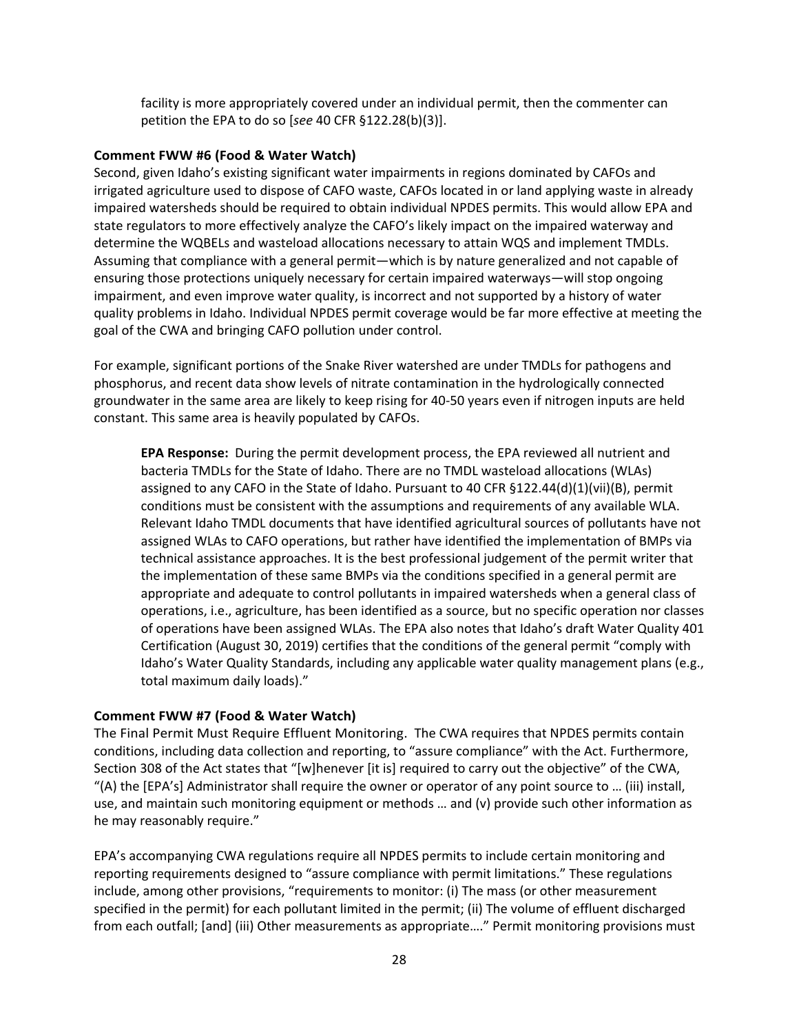facility is more appropriately covered under an individual permit, then the commenter can petition the EPA to do so [*see* 40 CFR §122.28(b)(3)].

**Comment FWW #6 (Food & Water Watch)**

Second, given Idaho's existing significant water impairments in regions dominated by CAFOs and irrigated agriculture used to dispose of CAFO waste, CAFOs located in or land applying waste in already impaired watersheds should be required to obtain individual NPDES permits. This would allow EPA and state regulators to more effectively analyze the CAFO's likely impact on the impaired waterway and determine the WQBELs and wasteload allocations necessary to attain WQS and implement TMDLs. Assuming that compliance with a general permit—which is by nature generalized and not capable of ensuring those protections uniquely necessary for certain impaired waterways—will stop ongoing impairment, and even improve water quality, is incorrect and not supported by a history of water quality problems in Idaho. Individual NPDES permit coverage would be far more effective at meeting the goal of the CWA and bringing CAFO pollution under control.

For example, significant portions of the Snake River watershed are under TMDLs for pathogens and phosphorus, and recent data show levels of nitrate contamination in the hydrologically connected groundwater in the same area are likely to keep rising for 40-50 years even if nitrogen inputs are held constant. This same area is heavily populated by CAFOs.

> **EPA Response:** During the permit development process, the EPA reviewed all nutrient and bacteria TMDLs for the State of Idaho. There are no TMDL wasteload allocations (WLAs) assigned to any CAFO in the State of Idaho. Pursuant to 40 CFR §122.44(d)(1)(vii)(B), permit conditions must be consistent with the assumptions and requirements of any available WLA. Relevant Idaho TMDL documents that have identified agricultural sources of pollutants have not assigned WLAs to CAFO operations, but rather have identified the implementation of BMPs via technical assistance approaches. It is the best professional judgement of the permit writer that the implementation of these same BMPs via the conditions specified in a general permit are appropriate and adequate to control pollutants in impaired watersheds when a general class of operations, i.e., agriculture, has been identified as a source, but no specific operation nor classes of operations have been assigned WLAs. The EPA also notes that Idaho's draft Water Quality 401 Certification (August 30, 2019) certifies that the conditions of the general permit "comply with Idaho's Water Quality Standards, including any applicable water quality management plans (e.g., total maximum daily loads)."

**Comment FWW #7 (Food & Water Watch)**

The Final Permit Must Require Effluent Monitoring. The CWA requires that NPDES permits contain conditions, including data collection and reporting, to "assure compliance" with the Act. Furthermore, Section 308 of the Act states that "[w]henever [it is] required to carry out the objective" of the CWA, "(A) the [EPA's] Administrator shall require the owner or operator of any point source to … (iii) install, use, and maintain such monitoring equipment or methods … and (v) provide such other information as he may reasonably require."

EPA's accompanying CWA regulations require all NPDES permits to include certain monitoring and reporting requirements designed to "assure compliance with permit limitations." These regulations include, among other provisions, "requirements to monitor: (i) The mass (or other measurement specified in the permit) for each pollutant limited in the permit; (ii) The volume of effluent discharged from each outfall; [and] (iii) Other measurements as appropriate…." Permit monitoring provisions must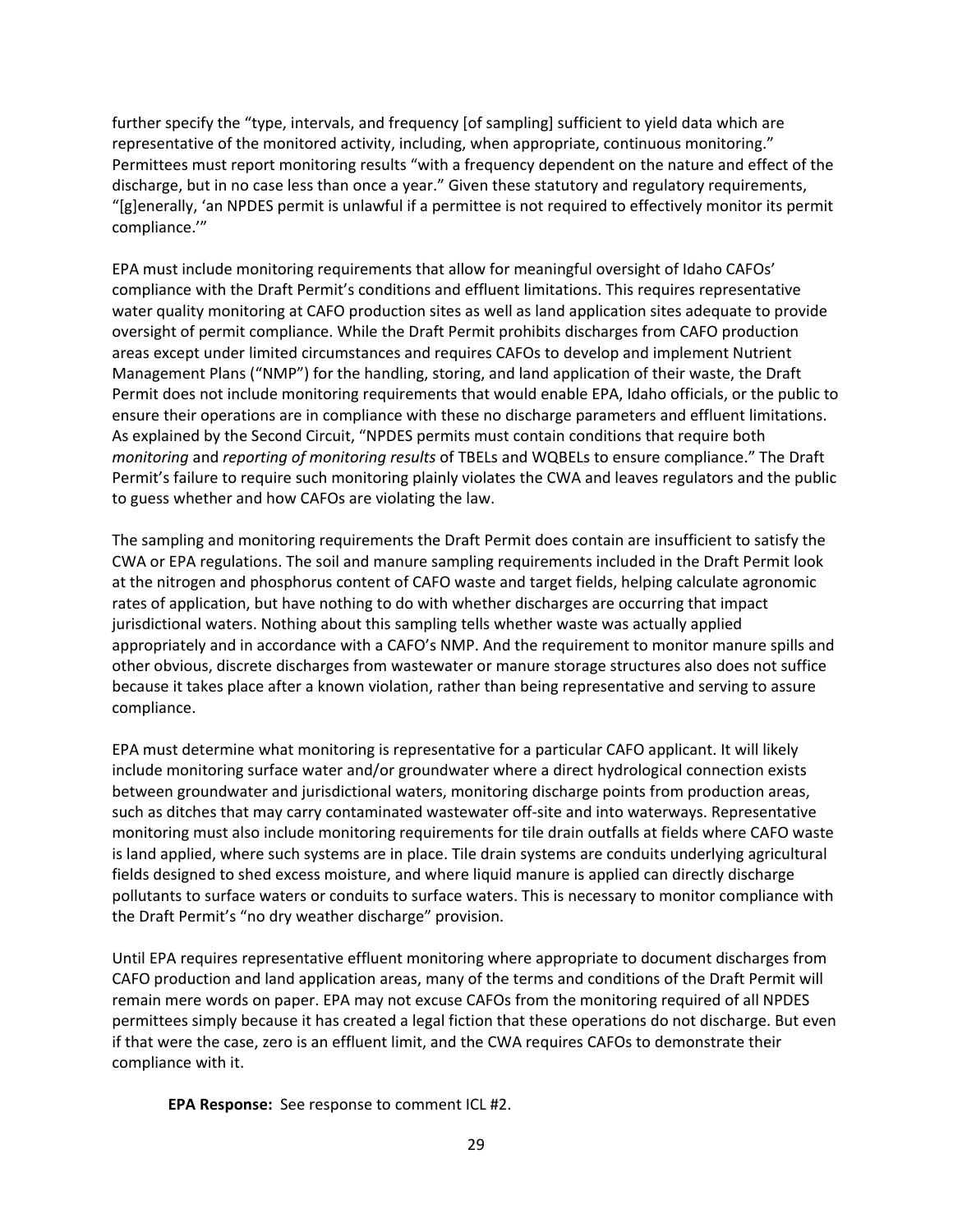further specify the "type, intervals, and frequency [of sampling] sufficient to yield data which are representative of the monitored activity, including, when appropriate, continuous monitoring." Permittees must report monitoring results "with a frequency dependent on the nature and effect of the discharge, but in no case less than once a year." Given these statutory and regulatory requirements, "[g]enerally, 'an NPDES permit is unlawful if a permittee is not required to effectively monitor its permit compliance.'"

EPA must include monitoring requirements that allow for meaningful oversight of Idaho CAFOs' compliance with the Draft Permit's conditions and effluent limitations. This requires representative water quality monitoring at CAFO production sites as well as land application sites adequate to provide oversight of permit compliance. While the Draft Permit prohibits discharges from CAFO production areas except under limited circumstances and requires CAFOs to develop and implement Nutrient Management Plans ("NMP") for the handling, storing, and land application of their waste, the Draft Permit does not include monitoring requirements that would enable EPA, Idaho officials, or the public to ensure their operations are in compliance with these no discharge parameters and effluent limitations. As explained by the Second Circuit, "NPDES permits must contain conditions that require both *monitoring* and *reporting of monitoring results* of TBELs and WQBELs to ensure compliance." The Draft Permit's failure to require such monitoring plainly violates the CWA and leaves regulators and the public to guess whether and how CAFOs are violating the law.

The sampling and monitoring requirements the Draft Permit does contain are insufficient to satisfy the CWA or EPA regulations. The soil and manure sampling requirements included in the Draft Permit look at the nitrogen and phosphorus content of CAFO waste and target fields, helping calculate agronomic rates of application, but have nothing to do with whether discharges are occurring that impact jurisdictional waters. Nothing about this sampling tells whether waste was actually applied appropriately and in accordance with a CAFO's NMP. And the requirement to monitor manure spills and other obvious, discrete discharges from wastewater or manure storage structures also does not suffice because it takes place after a known violation, rather than being representative and serving to assure compliance.

EPA must determine what monitoring is representative for a particular CAFO applicant. It will likely include monitoring surface water and/or groundwater where a direct hydrological connection exists between groundwater and jurisdictional waters, monitoring discharge points from production areas, such as ditches that may carry contaminated wastewater off-site and into waterways. Representative monitoring must also include monitoring requirements for tile drain outfalls at fields where CAFO waste is land applied, where such systems are in place. Tile drain systems are conduits underlying agricultural fields designed to shed excess moisture, and where liquid manure is applied can directly discharge pollutants to surface waters or conduits to surface waters. This is necessary to monitor compliance with the Draft Permit's "no dry weather discharge" provision.

Until EPA requires representative effluent monitoring where appropriate to document discharges from CAFO production and land application areas, many of the terms and conditions of the Draft Permit will remain mere words on paper. EPA may not excuse CAFOs from the monitoring required of all NPDES permittees simply because it has created a legal fiction that these operations do not discharge. But even if that were the case, zero is an effluent limit, and the CWA requires CAFOs to demonstrate their compliance with it.

**EPA Response:** See response to comment ICL #2.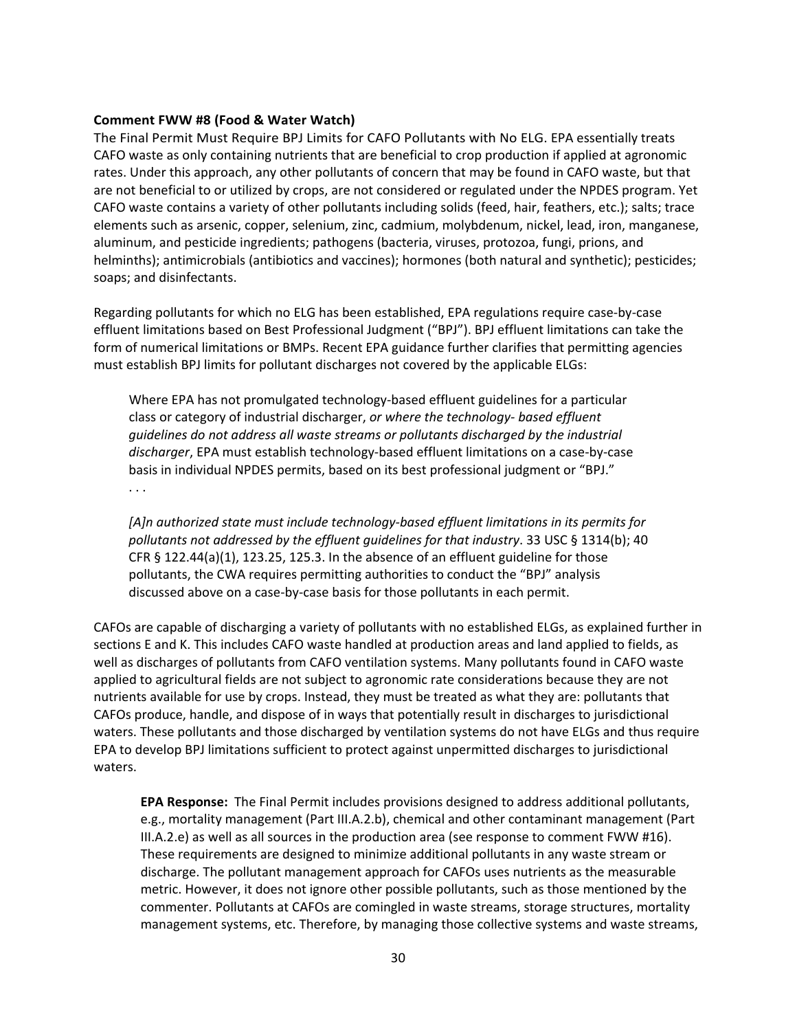**Comment FWW #8 (Food & Water Watch)**

The Final Permit Must Require BPJ Limits for CAFO Pollutants with No ELG. EPA essentially treats CAFO waste as only containing nutrients that are beneficial to crop production if applied at agronomic rates. Under this approach, any other pollutants of concern that may be found in CAFO waste, but that are not beneficial to or utilized by crops, are not considered or regulated under the NPDES program. Yet CAFO waste contains a variety of other pollutants including solids (feed, hair, feathers, etc.); salts; trace elements such as arsenic, copper, selenium, zinc, cadmium, molybdenum, nickel, lead, iron, manganese, aluminum, and pesticide ingredients; pathogens (bacteria, viruses, protozoa, fungi, prions, and helminths); antimicrobials (antibiotics and vaccines); hormones (both natural and synthetic); pesticides; soaps; and disinfectants.

Regarding pollutants for which no ELG has been established, EPA regulations require case-by-case effluent limitations based on Best Professional Judgment ("BPJ"). BPJ effluent limitations can take the form of numerical limitations or BMPs. Recent EPA guidance further clarifies that permitting agencies must establish BPJ limits for pollutant discharges not covered by the applicable ELGs:

> Where EPA has not promulgated technology-based effluent guidelines for a particular class or category of industrial discharger, *or where the technology- based effluent guidelines do not address all waste streams or pollutants discharged by the industrial discharger*, EPA must establish technology-based effluent limitations on a case-by-case basis in individual NPDES permits, based on its best professional judgment or "BPJ."
> . . .
>
> *[A]n authorized state must include technology-based effluent limitations in its permits for pollutants not addressed by the effluent guidelines for that industry*. 33 USC § 1314(b); 40 CFR § 122.44(a)(1), 123.25, 125.3. In the absence of an effluent guideline for those pollutants, the CWA requires permitting authorities to conduct the "BPJ" analysis discussed above on a case-by-case basis for those pollutants in each permit.

CAFOs are capable of discharging a variety of pollutants with no established ELGs, as explained further in sections E and K. This includes CAFO waste handled at production areas and land applied to fields, as well as discharges of pollutants from CAFO ventilation systems. Many pollutants found in CAFO waste applied to agricultural fields are not subject to agronomic rate considerations because they are not nutrients available for use by crops. Instead, they must be treated as what they are: pollutants that CAFOs produce, handle, and dispose of in ways that potentially result in discharges to jurisdictional waters. These pollutants and those discharged by ventilation systems do not have ELGs and thus require EPA to develop BPJ limitations sufficient to protect against unpermitted discharges to jurisdictional waters.

> **EPA Response:** The Final Permit includes provisions designed to address additional pollutants, e.g., mortality management (Part III.A.2.b), chemical and other contaminant management (Part III.A.2.e) as well as all sources in the production area (see response to comment FWW #16). These requirements are designed to minimize additional pollutants in any waste stream or discharge. The pollutant management approach for CAFOs uses nutrients as the measurable metric. However, it does not ignore other possible pollutants, such as those mentioned by the commenter. Pollutants at CAFOs are comingled in waste streams, storage structures, mortality management systems, etc. Therefore, by managing those collective systems and waste streams,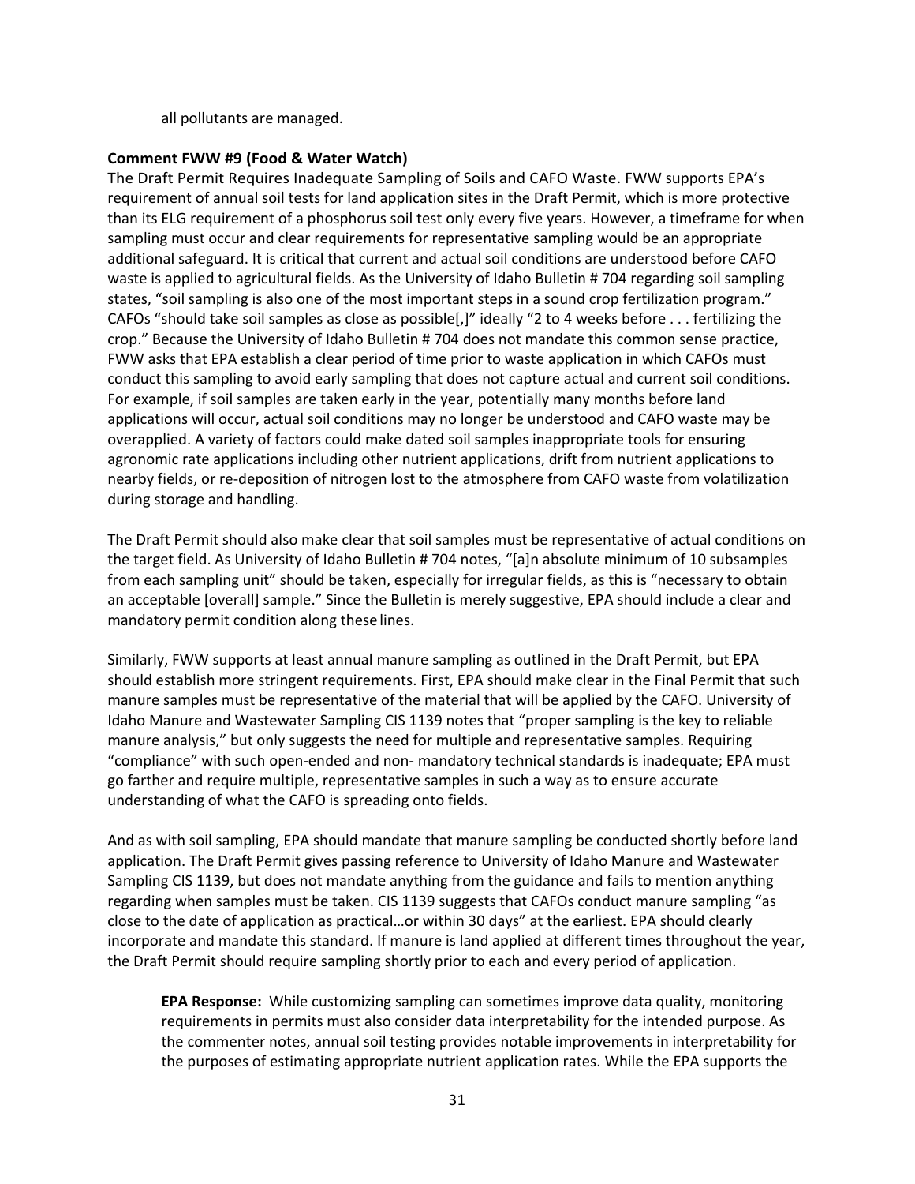all pollutants are managed.

**Comment FWW #9 (Food & Water Watch)**

The Draft Permit Requires Inadequate Sampling of Soils and CAFO Waste. FWW supports EPA's requirement of annual soil tests for land application sites in the Draft Permit, which is more protective than its ELG requirement of a phosphorus soil test only every five years. However, a timeframe for when sampling must occur and clear requirements for representative sampling would be an appropriate additional safeguard. It is critical that current and actual soil conditions are understood before CAFO waste is applied to agricultural fields. As the University of Idaho Bulletin # 704 regarding soil sampling states, "soil sampling is also one of the most important steps in a sound crop fertilization program." CAFOs "should take soil samples as close as possible[,]" ideally "2 to 4 weeks before . . . fertilizing the crop." Because the University of Idaho Bulletin # 704 does not mandate this common sense practice, FWW asks that EPA establish a clear period of time prior to waste application in which CAFOs must conduct this sampling to avoid early sampling that does not capture actual and current soil conditions. For example, if soil samples are taken early in the year, potentially many months before land applications will occur, actual soil conditions may no longer be understood and CAFO waste may be overapplied. A variety of factors could make dated soil samples inappropriate tools for ensuring agronomic rate applications including other nutrient applications, drift from nutrient applications to nearby fields, or re-deposition of nitrogen lost to the atmosphere from CAFO waste from volatilization during storage and handling.

The Draft Permit should also make clear that soil samples must be representative of actual conditions on the target field. As University of Idaho Bulletin # 704 notes, "[a]n absolute minimum of 10 subsamples from each sampling unit" should be taken, especially for irregular fields, as this is "necessary to obtain an acceptable [overall] sample." Since the Bulletin is merely suggestive, EPA should include a clear and mandatory permit condition along these lines.

Similarly, FWW supports at least annual manure sampling as outlined in the Draft Permit, but EPA should establish more stringent requirements. First, EPA should make clear in the Final Permit that such manure samples must be representative of the material that will be applied by the CAFO. University of Idaho Manure and Wastewater Sampling CIS 1139 notes that "proper sampling is the key to reliable manure analysis," but only suggests the need for multiple and representative samples. Requiring "compliance" with such open-ended and non- mandatory technical standards is inadequate; EPA must go farther and require multiple, representative samples in such a way as to ensure accurate understanding of what the CAFO is spreading onto fields.

And as with soil sampling, EPA should mandate that manure sampling be conducted shortly before land application. The Draft Permit gives passing reference to University of Idaho Manure and Wastewater Sampling CIS 1139, but does not mandate anything from the guidance and fails to mention anything regarding when samples must be taken. CIS 1139 suggests that CAFOs conduct manure sampling "as close to the date of application as practical…or within 30 days" at the earliest. EPA should clearly incorporate and mandate this standard. If manure is land applied at different times throughout the year, the Draft Permit should require sampling shortly prior to each and every period of application.

> **EPA Response:** While customizing sampling can sometimes improve data quality, monitoring requirements in permits must also consider data interpretability for the intended purpose. As the commenter notes, annual soil testing provides notable improvements in interpretability for the purposes of estimating appropriate nutrient application rates. While the EPA supports the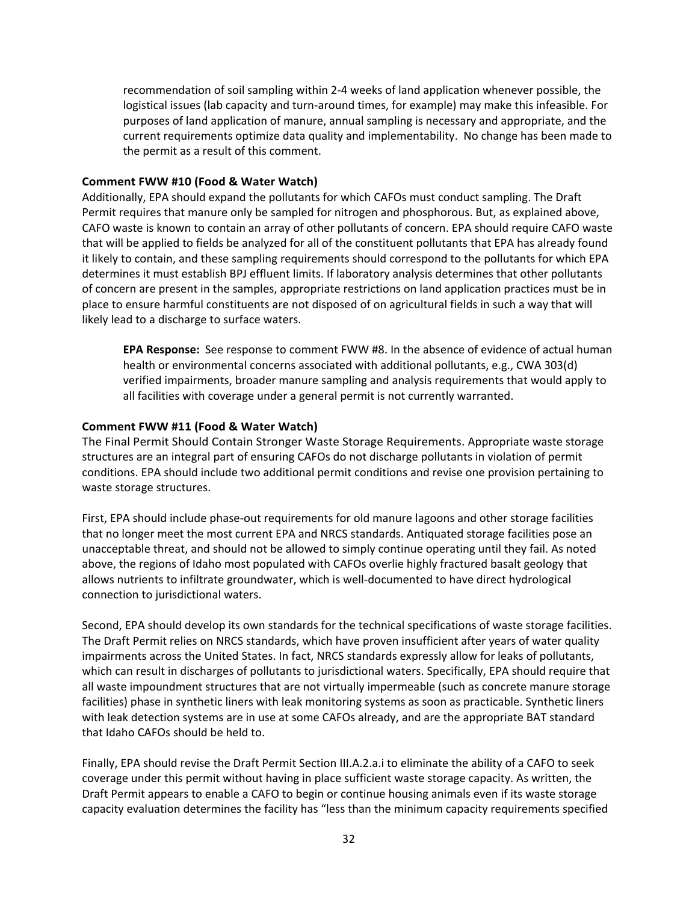recommendation of soil sampling within 2-4 weeks of land application whenever possible, the logistical issues (lab capacity and turn-around times, for example) may make this infeasible. For purposes of land application of manure, annual sampling is necessary and appropriate, and the current requirements optimize data quality and implementability. No change has been made to the permit as a result of this comment.

**Comment FWW #10 (Food & Water Watch)**

Additionally, EPA should expand the pollutants for which CAFOs must conduct sampling. The Draft Permit requires that manure only be sampled for nitrogen and phosphorous. But, as explained above, CAFO waste is known to contain an array of other pollutants of concern. EPA should require CAFO waste that will be applied to fields be analyzed for all of the constituent pollutants that EPA has already found it likely to contain, and these sampling requirements should correspond to the pollutants for which EPA determines it must establish BPJ effluent limits. If laboratory analysis determines that other pollutants of concern are present in the samples, appropriate restrictions on land application practices must be in place to ensure harmful constituents are not disposed of on agricultural fields in such a way that will likely lead to a discharge to surface waters.

**EPA Response:** See response to comment FWW #8. In the absence of evidence of actual human health or environmental concerns associated with additional pollutants, e.g., CWA 303(d) verified impairments, broader manure sampling and analysis requirements that would apply to all facilities with coverage under a general permit is not currently warranted.

**Comment FWW #11 (Food & Water Watch)**

The Final Permit Should Contain Stronger Waste Storage Requirements. Appropriate waste storage structures are an integral part of ensuring CAFOs do not discharge pollutants in violation of permit conditions. EPA should include two additional permit conditions and revise one provision pertaining to waste storage structures.

First, EPA should include phase-out requirements for old manure lagoons and other storage facilities that no longer meet the most current EPA and NRCS standards. Antiquated storage facilities pose an unacceptable threat, and should not be allowed to simply continue operating until they fail. As noted above, the regions of Idaho most populated with CAFOs overlie highly fractured basalt geology that allows nutrients to infiltrate groundwater, which is well-documented to have direct hydrological connection to jurisdictional waters.

Second, EPA should develop its own standards for the technical specifications of waste storage facilities. The Draft Permit relies on NRCS standards, which have proven insufficient after years of water quality impairments across the United States. In fact, NRCS standards expressly allow for leaks of pollutants, which can result in discharges of pollutants to jurisdictional waters. Specifically, EPA should require that all waste impoundment structures that are not virtually impermeable (such as concrete manure storage facilities) phase in synthetic liners with leak monitoring systems as soon as practicable. Synthetic liners with leak detection systems are in use at some CAFOs already, and are the appropriate BAT standard that Idaho CAFOs should be held to.

Finally, EPA should revise the Draft Permit Section III.A.2.a.i to eliminate the ability of a CAFO to seek coverage under this permit without having in place sufficient waste storage capacity. As written, the Draft Permit appears to enable a CAFO to begin or continue housing animals even if its waste storage capacity evaluation determines the facility has "less than the minimum capacity requirements specified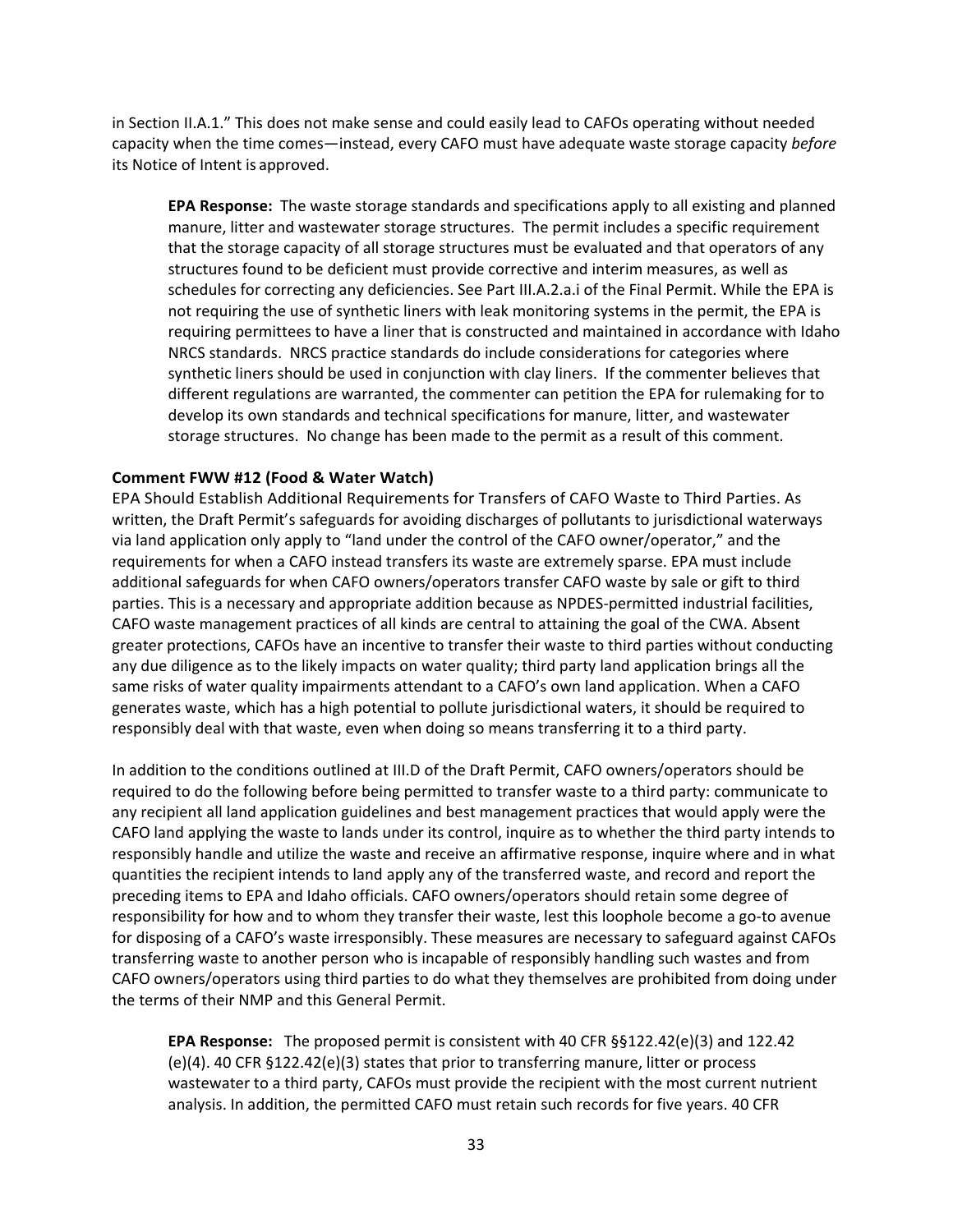in Section II.A.1." This does not make sense and could easily lead to CAFOs operating without needed capacity when the time comes—instead, every CAFO must have adequate waste storage capacity *before* its Notice of Intent is approved.

> **EPA Response:** The waste storage standards and specifications apply to all existing and planned manure, litter and wastewater storage structures. The permit includes a specific requirement that the storage capacity of all storage structures must be evaluated and that operators of any structures found to be deficient must provide corrective and interim measures, as well as schedules for correcting any deficiencies. See Part III.A.2.a.i of the Final Permit. While the EPA is not requiring the use of synthetic liners with leak monitoring systems in the permit, the EPA is requiring permittees to have a liner that is constructed and maintained in accordance with Idaho NRCS standards. NRCS practice standards do include considerations for categories where synthetic liners should be used in conjunction with clay liners. If the commenter believes that different regulations are warranted, the commenter can petition the EPA for rulemaking for to develop its own standards and technical specifications for manure, litter, and wastewater storage structures. No change has been made to the permit as a result of this comment.

**Comment FWW #12 (Food & Water Watch)**

EPA Should Establish Additional Requirements for Transfers of CAFO Waste to Third Parties. As written, the Draft Permit's safeguards for avoiding discharges of pollutants to jurisdictional waterways via land application only apply to "land under the control of the CAFO owner/operator," and the requirements for when a CAFO instead transfers its waste are extremely sparse. EPA must include additional safeguards for when CAFO owners/operators transfer CAFO waste by sale or gift to third parties. This is a necessary and appropriate addition because as NPDES-permitted industrial facilities, CAFO waste management practices of all kinds are central to attaining the goal of the CWA. Absent greater protections, CAFOs have an incentive to transfer their waste to third parties without conducting any due diligence as to the likely impacts on water quality; third party land application brings all the same risks of water quality impairments attendant to a CAFO's own land application. When a CAFO generates waste, which has a high potential to pollute jurisdictional waters, it should be required to responsibly deal with that waste, even when doing so means transferring it to a third party.

In addition to the conditions outlined at III.D of the Draft Permit, CAFO owners/operators should be required to do the following before being permitted to transfer waste to a third party: communicate to any recipient all land application guidelines and best management practices that would apply were the CAFO land applying the waste to lands under its control, inquire as to whether the third party intends to responsibly handle and utilize the waste and receive an affirmative response, inquire where and in what quantities the recipient intends to land apply any of the transferred waste, and record and report the preceding items to EPA and Idaho officials. CAFO owners/operators should retain some degree of responsibility for how and to whom they transfer their waste, lest this loophole become a go-to avenue for disposing of a CAFO's waste irresponsibly. These measures are necessary to safeguard against CAFOs transferring waste to another person who is incapable of responsibly handling such wastes and from CAFO owners/operators using third parties to do what they themselves are prohibited from doing under the terms of their NMP and this General Permit.

> **EPA Response:** The proposed permit is consistent with 40 CFR §§122.42(e)(3) and 122.42 (e)(4). 40 CFR §122.42(e)(3) states that prior to transferring manure, litter or process wastewater to a third party, CAFOs must provide the recipient with the most current nutrient analysis. In addition, the permitted CAFO must retain such records for five years. 40 CFR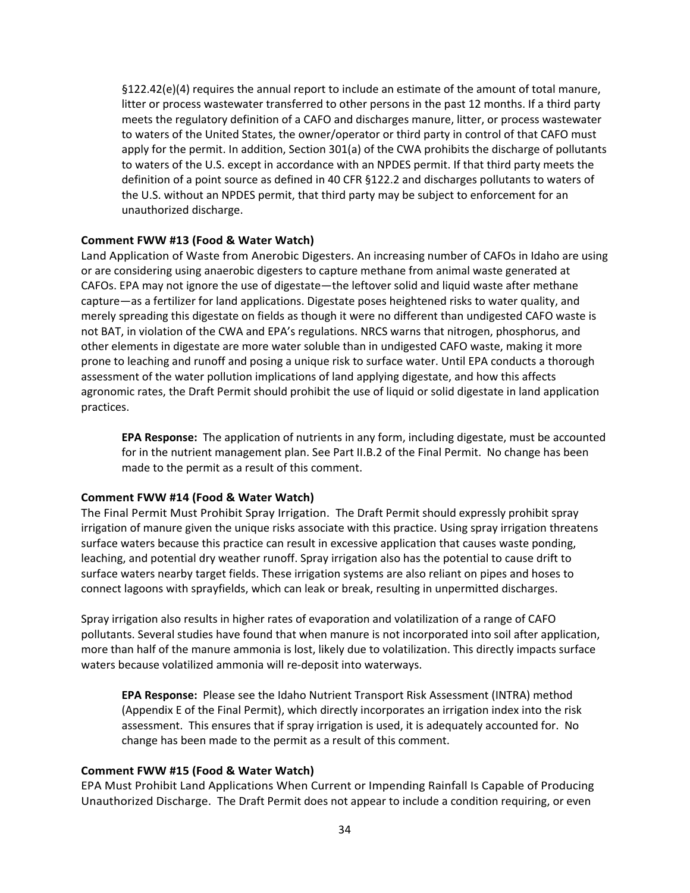§122.42(e)(4) requires the annual report to include an estimate of the amount of total manure, litter or process wastewater transferred to other persons in the past 12 months. If a third party meets the regulatory definition of a CAFO and discharges manure, litter, or process wastewater to waters of the United States, the owner/operator or third party in control of that CAFO must apply for the permit. In addition, Section 301(a) of the CWA prohibits the discharge of pollutants to waters of the U.S. except in accordance with an NPDES permit. If that third party meets the definition of a point source as defined in 40 CFR §122.2 and discharges pollutants to waters of the U.S. without an NPDES permit, that third party may be subject to enforcement for an unauthorized discharge.

**Comment FWW #13 (Food & Water Watch)**

Land Application of Waste from Anerobic Digesters. An increasing number of CAFOs in Idaho are using or are considering using anaerobic digesters to capture methane from animal waste generated at CAFOs. EPA may not ignore the use of digestate—the leftover solid and liquid waste after methane capture—as a fertilizer for land applications. Digestate poses heightened risks to water quality, and merely spreading this digestate on fields as though it were no different than undigested CAFO waste is not BAT, in violation of the CWA and EPA's regulations. NRCS warns that nitrogen, phosphorus, and other elements in digestate are more water soluble than in undigested CAFO waste, making it more prone to leaching and runoff and posing a unique risk to surface water. Until EPA conducts a thorough assessment of the water pollution implications of land applying digestate, and how this affects agronomic rates, the Draft Permit should prohibit the use of liquid or solid digestate in land application practices.

**EPA Response:** The application of nutrients in any form, including digestate, must be accounted for in the nutrient management plan. See Part II.B.2 of the Final Permit. No change has been made to the permit as a result of this comment.

**Comment FWW #14 (Food & Water Watch)**

The Final Permit Must Prohibit Spray Irrigation. The Draft Permit should expressly prohibit spray irrigation of manure given the unique risks associate with this practice. Using spray irrigation threatens surface waters because this practice can result in excessive application that causes waste ponding, leaching, and potential dry weather runoff. Spray irrigation also has the potential to cause drift to surface waters nearby target fields. These irrigation systems are also reliant on pipes and hoses to connect lagoons with sprayfields, which can leak or break, resulting in unpermitted discharges.

Spray irrigation also results in higher rates of evaporation and volatilization of a range of CAFO pollutants. Several studies have found that when manure is not incorporated into soil after application, more than half of the manure ammonia is lost, likely due to volatilization. This directly impacts surface waters because volatilized ammonia will re-deposit into waterways.

**EPA Response:** Please see the Idaho Nutrient Transport Risk Assessment (INTRA) method (Appendix E of the Final Permit), which directly incorporates an irrigation index into the risk assessment. This ensures that if spray irrigation is used, it is adequately accounted for. No change has been made to the permit as a result of this comment.

**Comment FWW #15 (Food & Water Watch)**

EPA Must Prohibit Land Applications When Current or Impending Rainfall Is Capable of Producing Unauthorized Discharge. The Draft Permit does not appear to include a condition requiring, or even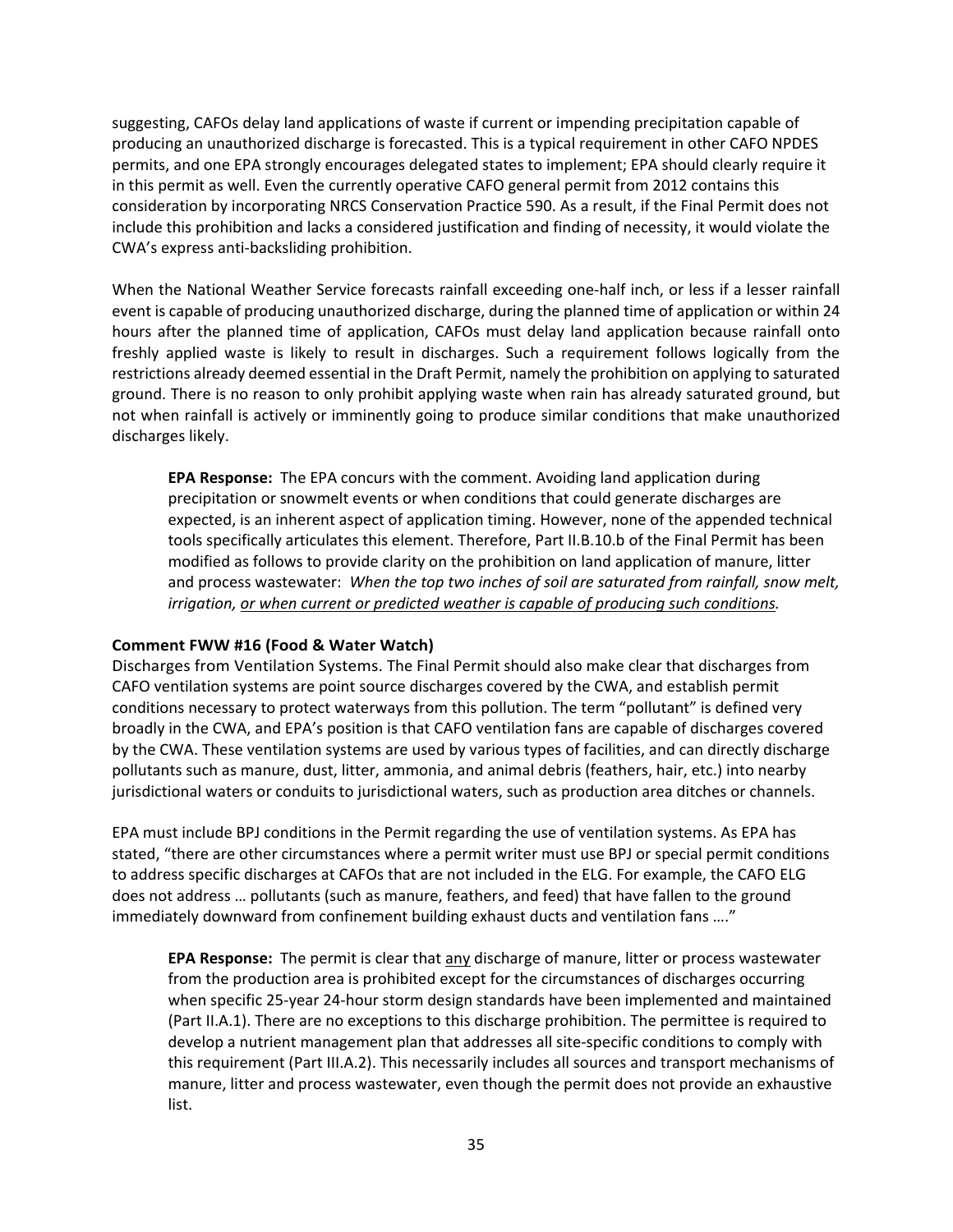suggesting, CAFOs delay land applications of waste if current or impending precipitation capable of producing an unauthorized discharge is forecasted. This is a typical requirement in other CAFO NPDES permits, and one EPA strongly encourages delegated states to implement; EPA should clearly require it in this permit as well. Even the currently operative CAFO general permit from 2012 contains this consideration by incorporating NRCS Conservation Practice 590. As a result, if the Final Permit does not include this prohibition and lacks a considered justification and finding of necessity, it would violate the CWA's express anti-backsliding prohibition.

When the National Weather Service forecasts rainfall exceeding one-half inch, or less if a lesser rainfall event is capable of producing unauthorized discharge, during the planned time of application or within 24 hours after the planned time of application, CAFOs must delay land application because rainfall onto freshly applied waste is likely to result in discharges. Such a requirement follows logically from the restrictions already deemed essential in the Draft Permit, namely the prohibition on applying to saturated ground. There is no reason to only prohibit applying waste when rain has already saturated ground, but not when rainfall is actively or imminently going to produce similar conditions that make unauthorized discharges likely.

> **EPA Response:** The EPA concurs with the comment. Avoiding land application during precipitation or snowmelt events or when conditions that could generate discharges are expected, is an inherent aspect of application timing. However, none of the appended technical tools specifically articulates this element. Therefore, Part II.B.10.b of the Final Permit has been modified as follows to provide clarity on the prohibition on land application of manure, litter and process wastewater: *When the top two inches of soil are saturated from rainfall, snow melt, irrigation, <u>or when current or predicted weather is capable of producing such conditions</u>.*

**Comment FWW #16 (Food & Water Watch)**

Discharges from Ventilation Systems. The Final Permit should also make clear that discharges from CAFO ventilation systems are point source discharges covered by the CWA, and establish permit conditions necessary to protect waterways from this pollution. The term "pollutant" is defined very broadly in the CWA, and EPA's position is that CAFO ventilation fans are capable of discharges covered by the CWA. These ventilation systems are used by various types of facilities, and can directly discharge pollutants such as manure, dust, litter, ammonia, and animal debris (feathers, hair, etc.) into nearby jurisdictional waters or conduits to jurisdictional waters, such as production area ditches or channels.

EPA must include BPJ conditions in the Permit regarding the use of ventilation systems. As EPA has stated, "there are other circumstances where a permit writer must use BPJ or special permit conditions to address specific discharges at CAFOs that are not included in the ELG. For example, the CAFO ELG does not address … pollutants (such as manure, feathers, and feed) that have fallen to the ground immediately downward from confinement building exhaust ducts and ventilation fans …."

> **EPA Response:** The permit is clear that <u>any</u> discharge of manure, litter or process wastewater from the production area is prohibited except for the circumstances of discharges occurring when specific 25-year 24-hour storm design standards have been implemented and maintained (Part II.A.1). There are no exceptions to this discharge prohibition. The permittee is required to develop a nutrient management plan that addresses all site-specific conditions to comply with this requirement (Part III.A.2). This necessarily includes all sources and transport mechanisms of manure, litter and process wastewater, even though the permit does not provide an exhaustive list.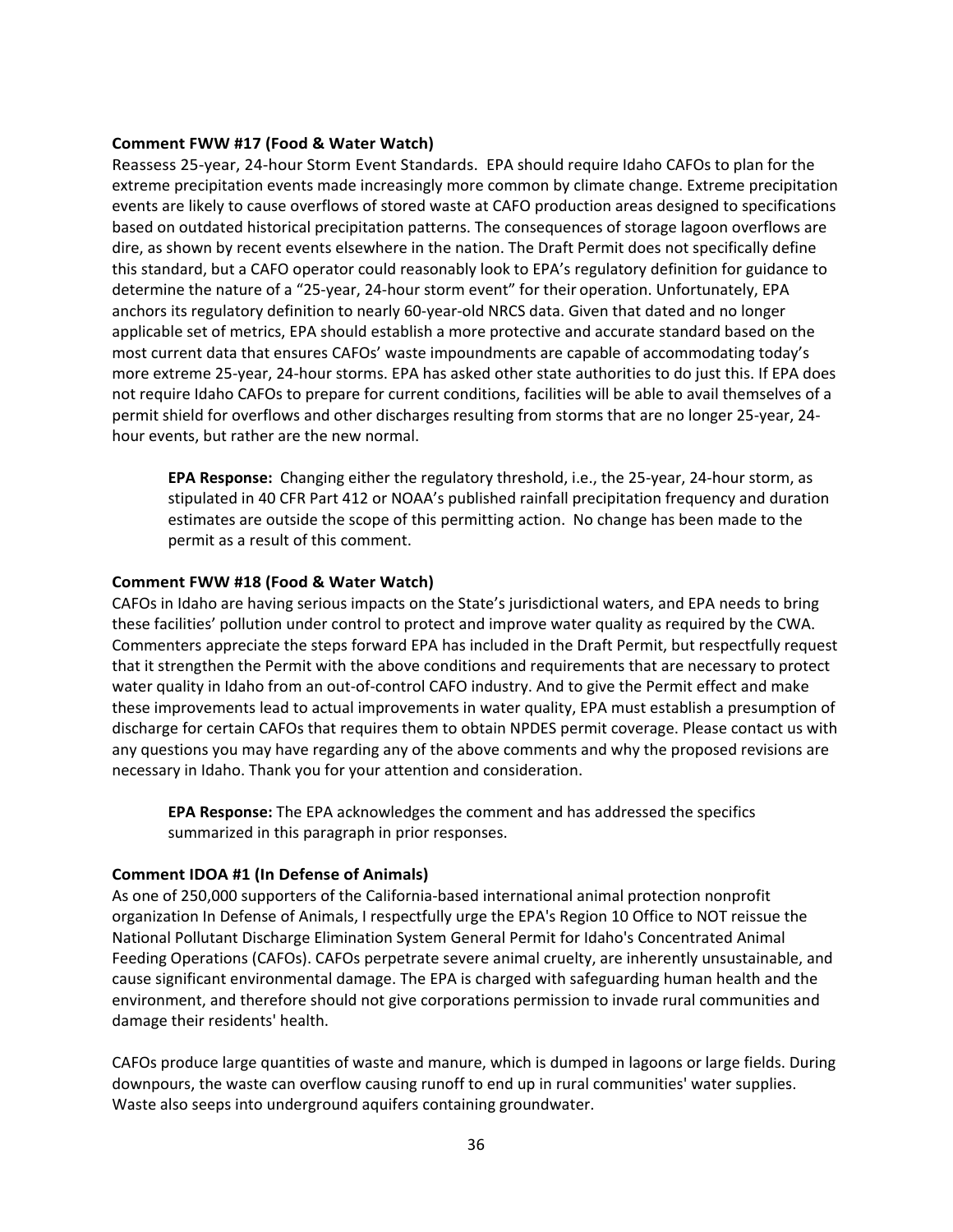**Comment FWW #17 (Food & Water Watch)**

Reassess 25-year, 24-hour Storm Event Standards. EPA should require Idaho CAFOs to plan for the extreme precipitation events made increasingly more common by climate change. Extreme precipitation events are likely to cause overflows of stored waste at CAFO production areas designed to specifications based on outdated historical precipitation patterns. The consequences of storage lagoon overflows are dire, as shown by recent events elsewhere in the nation. The Draft Permit does not specifically define this standard, but a CAFO operator could reasonably look to EPA's regulatory definition for guidance to determine the nature of a "25-year, 24-hour storm event" for their operation. Unfortunately, EPA anchors its regulatory definition to nearly 60-year-old NRCS data. Given that dated and no longer applicable set of metrics, EPA should establish a more protective and accurate standard based on the most current data that ensures CAFOs' waste impoundments are capable of accommodating today's more extreme 25-year, 24-hour storms. EPA has asked other state authorities to do just this. If EPA does not require Idaho CAFOs to prepare for current conditions, facilities will be able to avail themselves of a permit shield for overflows and other discharges resulting from storms that are no longer 25-year, 24-hour events, but rather are the new normal.

> **EPA Response:** Changing either the regulatory threshold, i.e., the 25-year, 24-hour storm, as stipulated in 40 CFR Part 412 or NOAA's published rainfall precipitation frequency and duration estimates are outside the scope of this permitting action. No change has been made to the permit as a result of this comment.

**Comment FWW #18 (Food & Water Watch)**

CAFOs in Idaho are having serious impacts on the State's jurisdictional waters, and EPA needs to bring these facilities' pollution under control to protect and improve water quality as required by the CWA. Commenters appreciate the steps forward EPA has included in the Draft Permit, but respectfully request that it strengthen the Permit with the above conditions and requirements that are necessary to protect water quality in Idaho from an out-of-control CAFO industry. And to give the Permit effect and make these improvements lead to actual improvements in water quality, EPA must establish a presumption of discharge for certain CAFOs that requires them to obtain NPDES permit coverage. Please contact us with any questions you may have regarding any of the above comments and why the proposed revisions are necessary in Idaho. Thank you for your attention and consideration.

> **EPA Response:** The EPA acknowledges the comment and has addressed the specifics summarized in this paragraph in prior responses.

**Comment IDOA #1 (In Defense of Animals)**

As one of 250,000 supporters of the California-based international animal protection nonprofit organization In Defense of Animals, I respectfully urge the EPA's Region 10 Office to NOT reissue the National Pollutant Discharge Elimination System General Permit for Idaho's Concentrated Animal Feeding Operations (CAFOs). CAFOs perpetrate severe animal cruelty, are inherently unsustainable, and cause significant environmental damage. The EPA is charged with safeguarding human health and the environment, and therefore should not give corporations permission to invade rural communities and damage their residents' health.

CAFOs produce large quantities of waste and manure, which is dumped in lagoons or large fields. During downpours, the waste can overflow causing runoff to end up in rural communities' water supplies. Waste also seeps into underground aquifers containing groundwater.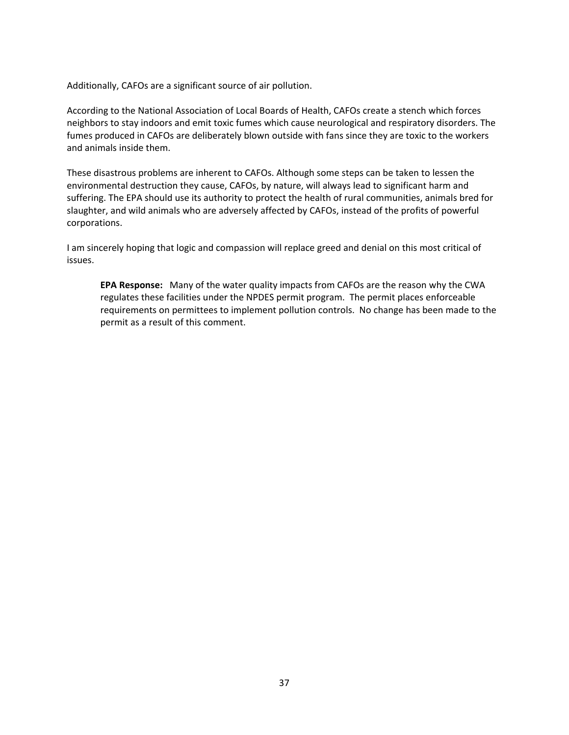Additionally, CAFOs are a significant source of air pollution.

According to the National Association of Local Boards of Health, CAFOs create a stench which forces neighbors to stay indoors and emit toxic fumes which cause neurological and respiratory disorders. The fumes produced in CAFOs are deliberately blown outside with fans since they are toxic to the workers and animals inside them.

These disastrous problems are inherent to CAFOs. Although some steps can be taken to lessen the environmental destruction they cause, CAFOs, by nature, will always lead to significant harm and suffering. The EPA should use its authority to protect the health of rural communities, animals bred for slaughter, and wild animals who are adversely affected by CAFOs, instead of the profits of powerful corporations.

I am sincerely hoping that logic and compassion will replace greed and denial on this most critical of issues.

> **EPA Response:** Many of the water quality impacts from CAFOs are the reason why the CWA regulates these facilities under the NPDES permit program. The permit places enforceable requirements on permittees to implement pollution controls. No change has been made to the permit as a result of this comment.